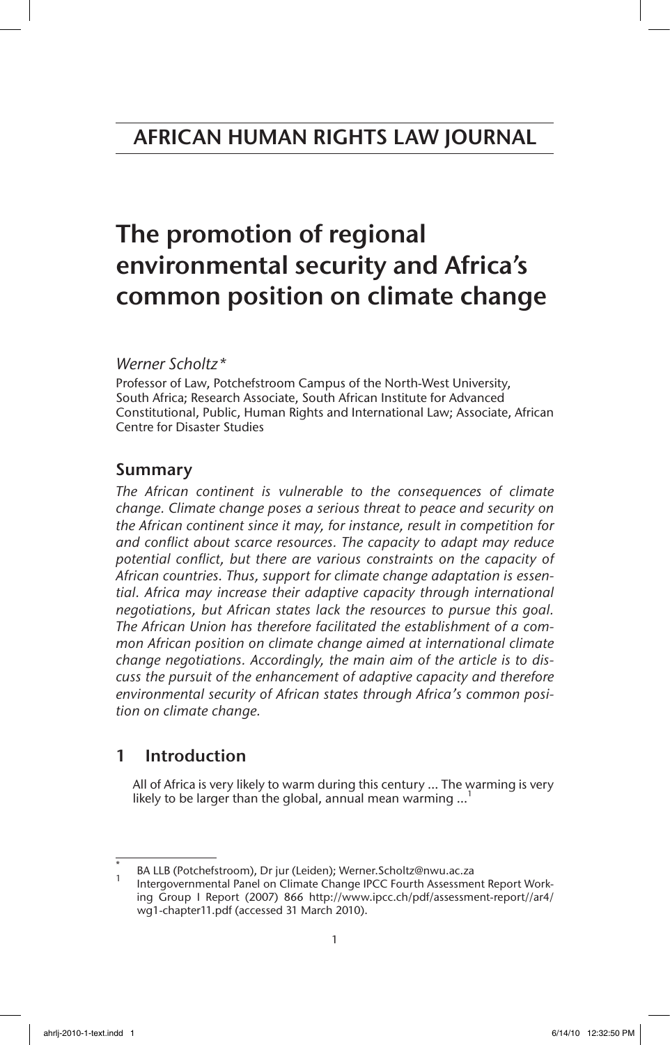# AFRICAN HUMAN RIGHTS LAW JOURNAL

# The promotion of regional environmental security and Africa's common position on climate change

*Werner Scholtz**

Professor of Law, Potchefstroom Campus of the North-West University, South Africa; Research Associate, South African Institute for Advanced Constitutional, Public, Human Rights and International Law; Associate, African Centre for Disaster Studies

## Summary

*The African continent is vulnerable to the consequences of climate change. Climate change poses a serious threat to peace and security on the African continent since it may, for instance, result in competition for and conflict about scarce resources. The capacity to adapt may reduce potential conflict, but there are various constraints on the capacity of African countries. Thus, support for climate change adaptation is essential. Africa may increase their adaptive capacity through international negotiations, but African states lack the resources to pursue this goal. The African Union has therefore facilitated the establishment of a common African position on climate change aimed at international climate change negotiations. Accordingly, the main aim of the article is to discuss the pursuit of the enhancement of adaptive capacity and therefore environmental security of African states through Africa's common position on climate change.*

## 1 Introduction

> All of Africa is very likely to warm during this century ... The warming is very likely to be larger than the global, annual mean warming ...[1]

---

\* BA LLB (Potchefstroom), Dr jur (Leiden); Werner.Scholtz@nwu.ac.za

1 Intergovernmental Panel on Climate Change IPCC Fourth Assessment Report Working Group I Report (2007) 866 http://www.ipcc.ch/pdf/assessment-report//ar4/wg1-chapter11.pdf (accessed 31 March 2010).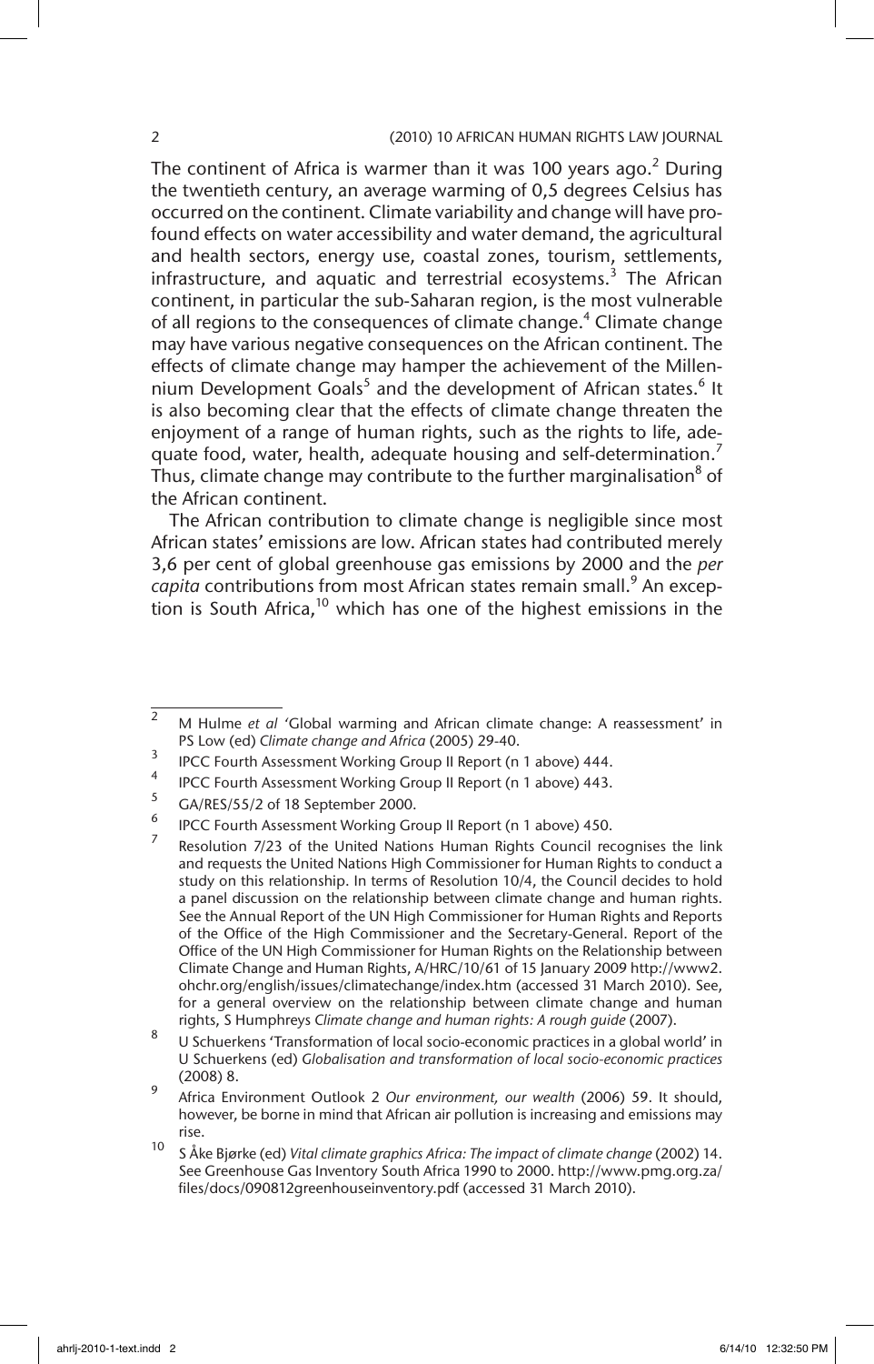The continent of Africa is warmer than it was 100 years ago.[2] During the twentieth century, an average warming of 0,5 degrees Celsius has occurred on the continent. Climate variability and change will have profound effects on water accessibility and water demand, the agricultural and health sectors, energy use, coastal zones, tourism, settlements, infrastructure, and aquatic and terrestrial ecosystems.[3] The African continent, in particular the sub-Saharan region, is the most vulnerable of all regions to the consequences of climate change.[4] Climate change may have various negative consequences on the African continent. The effects of climate change may hamper the achievement of the Millennium Development Goals[5] and the development of African states.[6] It is also becoming clear that the effects of climate change threaten the enjoyment of a range of human rights, such as the rights to life, adequate food, water, health, adequate housing and self-determination.[7] Thus, climate change may contribute to the further marginalisation[8] of the African continent.

The African contribution to climate change is negligible since most African states' emissions are low. African states had contributed merely 3,6 per cent of global greenhouse gas emissions by 2000 and the *per capita* contributions from most African states remain small.[9] An exception is South Africa,[10] which has one of the highest emissions in the

---

2 M Hulme *et al* 'Global warming and African climate change: A reassessment' in PS Low (ed) *Climate change and Africa* (2005) 29-40.

3 IPCC Fourth Assessment Working Group II Report (n 1 above) 444.

4 IPCC Fourth Assessment Working Group II Report (n 1 above) 443.

5 GA/RES/55/2 of 18 September 2000.

6 IPCC Fourth Assessment Working Group II Report (n 1 above) 450.

7 Resolution 7/23 of the United Nations Human Rights Council recognises the link and requests the United Nations High Commissioner for Human Rights to conduct a study on this relationship. In terms of Resolution 10/4, the Council decides to hold a panel discussion on the relationship between climate change and human rights. See the Annual Report of the UN High Commissioner for Human Rights and Reports of the Office of the High Commissioner and the Secretary-General. Report of the Office of the UN High Commissioner for Human Rights on the Relationship between Climate Change and Human Rights, A/HRC/10/61 of 15 January 2009 http://www2.ohchr.org/english/issues/climatechange/index.htm (accessed 31 March 2010). See, for a general overview on the relationship between climate change and human rights, S Humphreys *Climate change and human rights: A rough guide* (2007).

8 U Schuerkens 'Transformation of local socio-economic practices in a global world' in U Schuerkens (ed) *Globalisation and transformation of local socio-economic practices* (2008) 8.

9 Africa Environment Outlook 2 *Our environment, our wealth* (2006) 59. It should, however, be borne in mind that African air pollution is increasing and emissions may rise.

10 S Åke Bjørke (ed) *Vital climate graphics Africa: The impact of climate change* (2002) 14. See Greenhouse Gas Inventory South Africa 1990 to 2000. http://www.pmg.org.za/files/docs/090812greenhouseinventory.pdf (accessed 31 March 2010).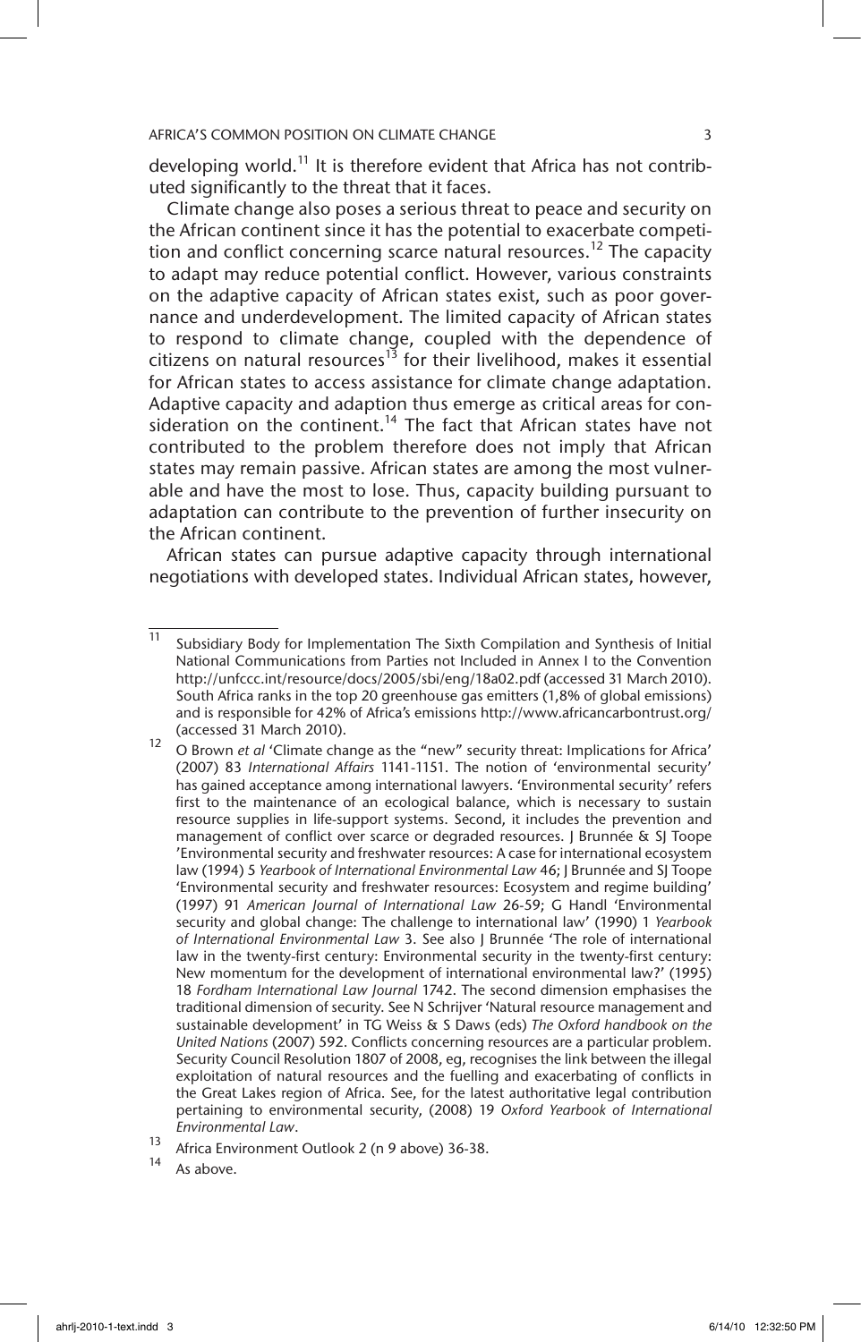developing world.[11] It is therefore evident that Africa has not contributed significantly to the threat that it faces.

Climate change also poses a serious threat to peace and security on the African continent since it has the potential to exacerbate competition and conflict concerning scarce natural resources.[12] The capacity to adapt may reduce potential conflict. However, various constraints on the adaptive capacity of African states exist, such as poor governance and underdevelopment. The limited capacity of African states to respond to climate change, coupled with the dependence of citizens on natural resources[13] for their livelihood, makes it essential for African states to access assistance for climate change adaptation. Adaptive capacity and adaption thus emerge as critical areas for consideration on the continent.[14] The fact that African states have not contributed to the problem therefore does not imply that African states may remain passive. African states are among the most vulnerable and have the most to lose. Thus, capacity building pursuant to adaptation can contribute to the prevention of further insecurity on the African continent.

African states can pursue adaptive capacity through international negotiations with developed states. Individual African states, however,

---

[11] Subsidiary Body for Implementation The Sixth Compilation and Synthesis of Initial National Communications from Parties not Included in Annex I to the Convention http://unfccc.int/resource/docs/2005/sbi/eng/18a02.pdf (accessed 31 March 2010). South Africa ranks in the top 20 greenhouse gas emitters (1,8% of global emissions) and is responsible for 42% of Africa's emissions http://www.africancarbontrust.org/ (accessed 31 March 2010).

[12] O Brown *et al* 'Climate change as the "new" security threat: Implications for Africa' (2007) 83 *International Affairs* 1141-1151. The notion of 'environmental security' has gained acceptance among international lawyers. 'Environmental security' refers first to the maintenance of an ecological balance, which is necessary to sustain resource supplies in life-support systems. Second, it includes the prevention and management of conflict over scarce or degraded resources. J Brunnée & SJ Toope 'Environmental security and freshwater resources: A case for international ecosystem law (1994) 5 *Yearbook of International Environmental Law* 46; J Brunnée and SJ Toope 'Environmental security and freshwater resources: Ecosystem and regime building' (1997) 91 *American Journal of International Law* 26-59; G Handl 'Environmental security and global change: The challenge to international law' (1990) 1 *Yearbook of International Environmental Law* 3. See also J Brunnée 'The role of international law in the twenty-first century: Environmental security in the twenty-first century: New momentum for the development of international environmental law?' (1995) 18 *Fordham International Law Journal* 1742. The second dimension emphasises the traditional dimension of security. See N Schrijver 'Natural resource management and sustainable development' in TG Weiss & S Daws (eds) *The Oxford handbook on the United Nations* (2007) 592. Conflicts concerning resources are a particular problem. Security Council Resolution 1807 of 2008, eg, recognises the link between the illegal exploitation of natural resources and the fuelling and exacerbating of conflicts in the Great Lakes region of Africa. See, for the latest authoritative legal contribution pertaining to environmental security, (2008) 19 *Oxford Yearbook of International Environmental Law*.

[13] Africa Environment Outlook 2 (n 9 above) 36-38.

[14] As above.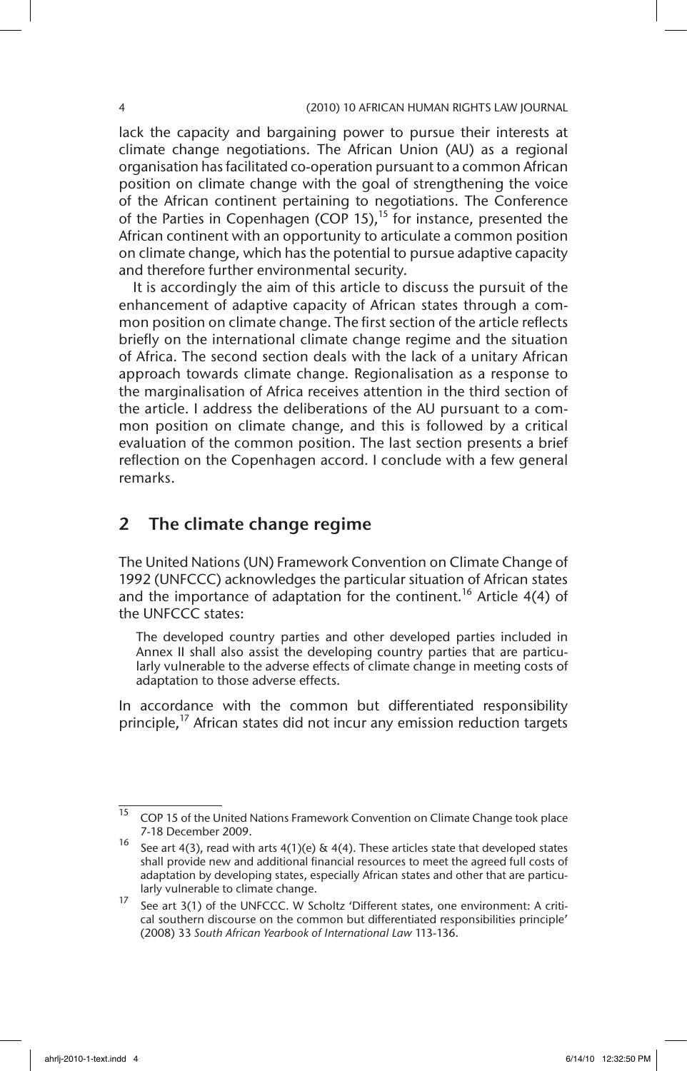lack the capacity and bargaining power to pursue their interests at climate change negotiations. The African Union (AU) as a regional organisation has facilitated co-operation pursuant to a common African position on climate change with the goal of strengthening the voice of the African continent pertaining to negotiations. The Conference of the Parties in Copenhagen (COP 15),[15] for instance, presented the African continent with an opportunity to articulate a common position on climate change, which has the potential to pursue adaptive capacity and therefore further environmental security.

It is accordingly the aim of this article to discuss the pursuit of the enhancement of adaptive capacity of African states through a common position on climate change. The first section of the article reflects briefly on the international climate change regime and the situation of Africa. The second section deals with the lack of a unitary African approach towards climate change. Regionalisation as a response to the marginalisation of Africa receives attention in the third section of the article. I address the deliberations of the AU pursuant to a common position on climate change, and this is followed by a critical evaluation of the common position. The last section presents a brief reflection on the Copenhagen accord. I conclude with a few general remarks.

## 2 The climate change regime

The United Nations (UN) Framework Convention on Climate Change of 1992 (UNFCCC) acknowledges the particular situation of African states and the importance of adaptation for the continent.[16] Article 4(4) of the UNFCCC states:

> The developed country parties and other developed parties included in Annex II shall also assist the developing country parties that are particularly vulnerable to the adverse effects of climate change in meeting costs of adaptation to those adverse effects.

In accordance with the common but differentiated responsibility principle,[17] African states did not incur any emission reduction targets

---

[15] COP 15 of the United Nations Framework Convention on Climate Change took place 7-18 December 2009.

[16] See art 4(3), read with arts 4(1)(e) & 4(4). These articles state that developed states shall provide new and additional financial resources to meet the agreed full costs of adaptation by developing states, especially African states and other that are particularly vulnerable to climate change.

[17] See art 3(1) of the UNFCCC. W Scholtz 'Different states, one environment: A critical southern discourse on the common but differentiated responsibilities principle' (2008) 33 *South African Yearbook of International Law* 113-136.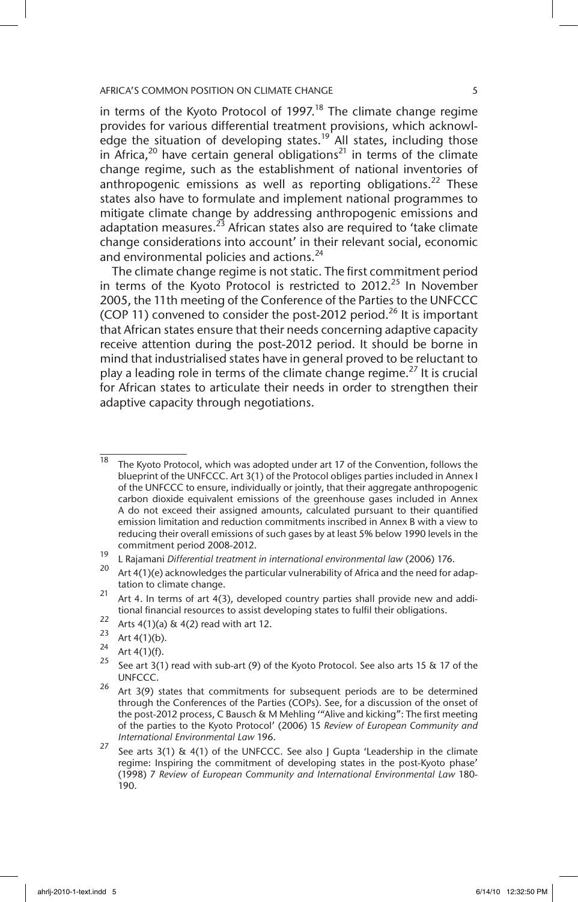in terms of the Kyoto Protocol of 1997.[18] The climate change regime provides for various differential treatment provisions, which acknowledge the situation of developing states.[19] All states, including those in Africa,[20] have certain general obligations[21] in terms of the climate change regime, such as the establishment of national inventories of anthropogenic emissions as well as reporting obligations.[22] These states also have to formulate and implement national programmes to mitigate climate change by addressing anthropogenic emissions and adaptation measures.[23] African states also are required to 'take climate change considerations into account' in their relevant social, economic and environmental policies and actions.[24]

The climate change regime is not static. The first commitment period in terms of the Kyoto Protocol is restricted to 2012.[25] In November 2005, the 11th meeting of the Conference of the Parties to the UNFCCC (COP 11) convened to consider the post-2012 period.[26] It is important that African states ensure that their needs concerning adaptive capacity receive attention during the post-2012 period. It should be borne in mind that industrialised states have in general proved to be reluctant to play a leading role in terms of the climate change regime.[27] It is crucial for African states to articulate their needs in order to strengthen their adaptive capacity through negotiations.

---

[18] The Kyoto Protocol, which was adopted under art 17 of the Convention, follows the blueprint of the UNFCCC. Art 3(1) of the Protocol obliges parties included in Annex I of the UNFCCC to ensure, individually or jointly, that their aggregate anthropogenic carbon dioxide equivalent emissions of the greenhouse gases included in Annex A do not exceed their assigned amounts, calculated pursuant to their quantified emission limitation and reduction commitments inscribed in Annex B with a view to reducing their overall emissions of such gases by at least 5% below 1990 levels in the commitment period 2008-2012.

[19] L Rajamani *Differential treatment in international environmental law* (2006) 176.

[20] Art 4(1)(e) acknowledges the particular vulnerability of Africa and the need for adaptation to climate change.

[21] Art 4. In terms of art 4(3), developed country parties shall provide new and additional financial resources to assist developing states to fulfil their obligations.

[22] Arts 4(1)(a) & 4(2) read with art 12.

[23] Art 4(1)(b).

[24] Art 4(1)(f).

[25] See art 3(1) read with sub-art (9) of the Kyoto Protocol. See also arts 15 & 17 of the UNFCCC.

[26] Art 3(9) states that commitments for subsequent periods are to be determined through the Conferences of the Parties (COPs). See, for a discussion of the onset of the post-2012 process, C Bausch & M Mehling '"Alive and kicking": The first meeting of the parties to the Kyoto Protocol' (2006) 15 *Review of European Community and International Environmental Law* 196.

[27] See arts 3(1) & 4(1) of the UNFCCC. See also J Gupta 'Leadership in the climate regime: Inspiring the commitment of developing states in the post-Kyoto phase' (1998) 7 *Review of European Community and International Environmental Law* 180-190.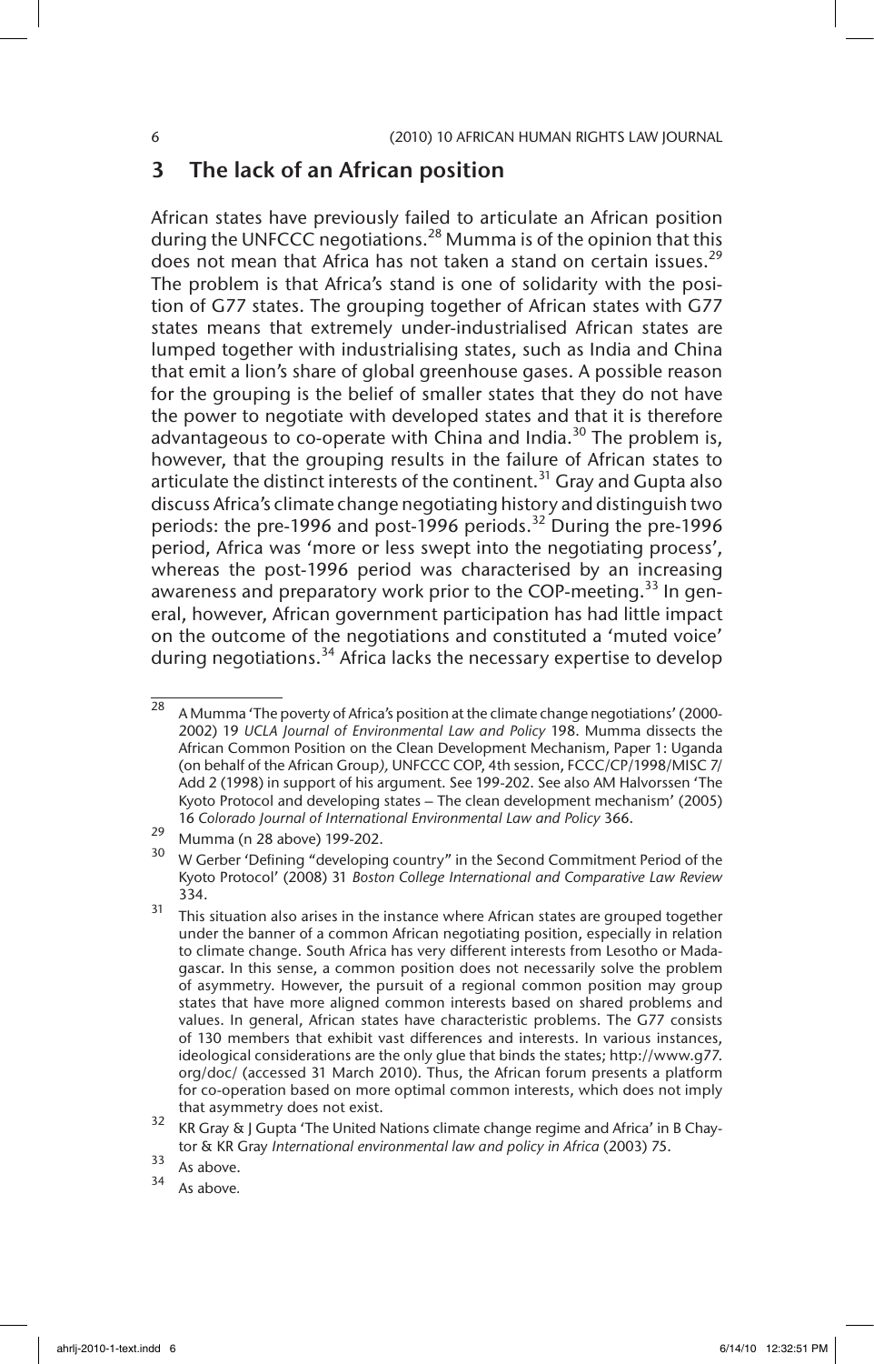## 3 The lack of an African position

African states have previously failed to articulate an African position during the UNFCCC negotiations.[28] Mumma is of the opinion that this does not mean that Africa has not taken a stand on certain issues.[29] The problem is that Africa's stand is one of solidarity with the position of G77 states. The grouping together of African states with G77 states means that extremely under-industrialised African states are lumped together with industrialising states, such as India and China that emit a lion's share of global greenhouse gases. A possible reason for the grouping is the belief of smaller states that they do not have the power to negotiate with developed states and that it is therefore advantageous to co-operate with China and India.[30] The problem is, however, that the grouping results in the failure of African states to articulate the distinct interests of the continent.[31] Gray and Gupta also discuss Africa's climate change negotiating history and distinguish two periods: the pre-1996 and post-1996 periods.[32] During the pre-1996 period, Africa was 'more or less swept into the negotiating process', whereas the post-1996 period was characterised by an increasing awareness and preparatory work prior to the COP-meeting.[33] In general, however, African government participation has had little impact on the outcome of the negotiations and constituted a 'muted voice' during negotiations.[34] Africa lacks the necessary expertise to develop

---

[28] A Mumma 'The poverty of Africa's position at the climate change negotiations' (2000-2002) 19 *UCLA Journal of Environmental Law and Policy* 198. Mumma dissects the African Common Position on the Clean Development Mechanism, Paper 1: Uganda (on behalf of the African Group*)*, UNFCCC COP, 4th session, FCCC/CP/1998/MISC 7/Add 2 (1998) in support of his argument. See 199-202. See also AM Halvorssen 'The Kyoto Protocol and developing states – The clean development mechanism' (2005) 16 *Colorado Journal of International Environmental Law and Policy* 366.

[29] Mumma (n 28 above) 199-202.

[30] W Gerber 'Defining "developing country" in the Second Commitment Period of the Kyoto Protocol' (2008) 31 *Boston College International and Comparative Law Review* 334.

[31] This situation also arises in the instance where African states are grouped together under the banner of a common African negotiating position, especially in relation to climate change. South Africa has very different interests from Lesotho or Madagascar. In this sense, a common position does not necessarily solve the problem of asymmetry. However, the pursuit of a regional common position may group states that have more aligned common interests based on shared problems and values. In general, African states have characteristic problems. The G77 consists of 130 members that exhibit vast differences and interests. In various instances, ideological considerations are the only glue that binds the states; http://www.g77.org/doc/ (accessed 31 March 2010). Thus, the African forum presents a platform for co-operation based on more optimal common interests, which does not imply that asymmetry does not exist.

[32] KR Gray & J Gupta 'The United Nations climate change regime and Africa' in B Chaytor & KR Gray *International environmental law and policy in Africa* (2003) 75.

[33] As above.

[34] As above.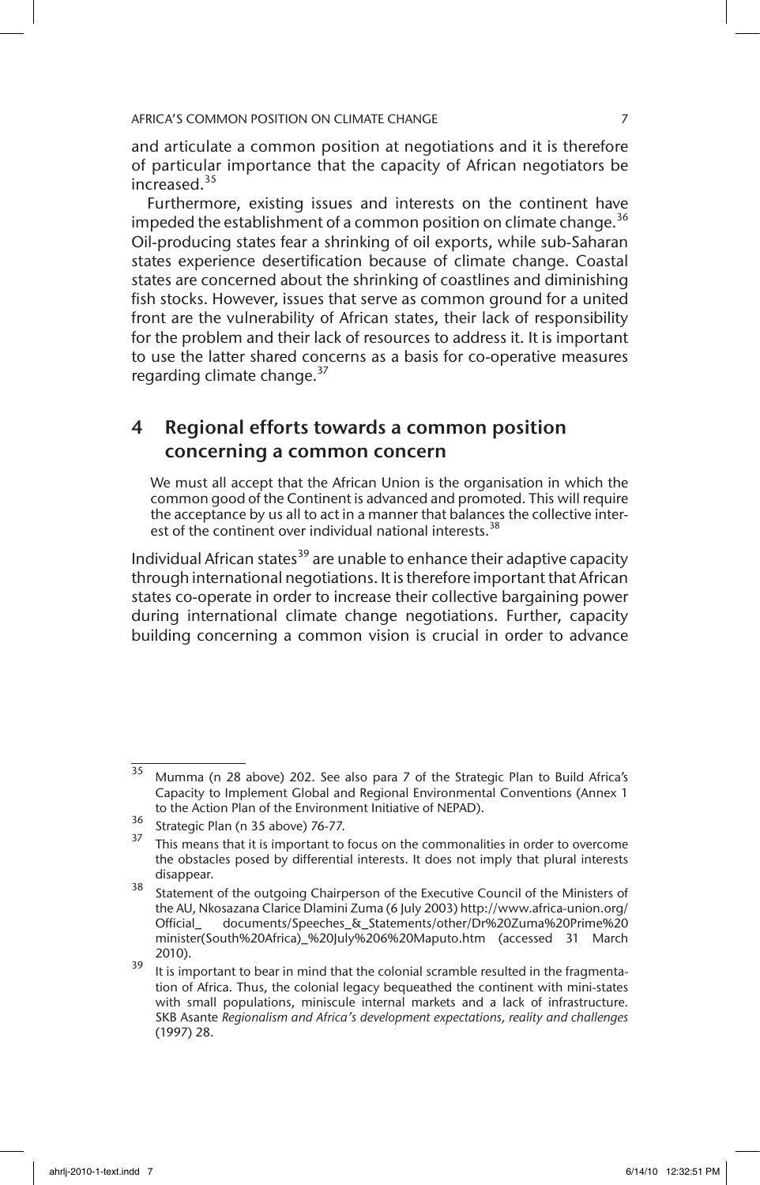and articulate a common position at negotiations and it is therefore of particular importance that the capacity of African negotiators be increased.[35]

Furthermore, existing issues and interests on the continent have impeded the establishment of a common position on climate change.[36] Oil-producing states fear a shrinking of oil exports, while sub-Saharan states experience desertification because of climate change. Coastal states are concerned about the shrinking of coastlines and diminishing fish stocks. However, issues that serve as common ground for a united front are the vulnerability of African states, their lack of responsibility for the problem and their lack of resources to address it. It is important to use the latter shared concerns as a basis for co-operative measures regarding climate change.[37]

## 4 Regional efforts towards a common position concerning a common concern

> We must all accept that the African Union is the organisation in which the common good of the Continent is advanced and promoted. This will require the acceptance by us all to act in a manner that balances the collective interest of the continent over individual national interests.[38]

Individual African states[39] are unable to enhance their adaptive capacity through international negotiations. It is therefore important that African states co-operate in order to increase their collective bargaining power during international climate change negotiations. Further, capacity building concerning a common vision is crucial in order to advance

---

35 Mumma (n 28 above) 202. See also para 7 of the Strategic Plan to Build Africa's Capacity to Implement Global and Regional Environmental Conventions (Annex 1 to the Action Plan of the Environment Initiative of NEPAD).

36 Strategic Plan (n 35 above) 76-77.

37 This means that it is important to focus on the commonalities in order to overcome the obstacles posed by differential interests. It does not imply that plural interests disappear.

38 Statement of the outgoing Chairperson of the Executive Council of the Ministers of the AU, Nkosazana Clarice Dlamini Zuma (6 July 2003) http://www.africa-union.org/Official_ documents/Speeches_&_Statements/other/Dr%20Zuma%20Prime%20minister(South%20Africa)_%20July%206%20Maputo.htm (accessed 31 March 2010).

39 It is important to bear in mind that the colonial scramble resulted in the fragmentation of Africa. Thus, the colonial legacy bequeathed the continent with mini-states with small populations, miniscule internal markets and a lack of infrastructure. SKB Asante *Regionalism and Africa's development expectations, reality and challenges* (1997) 28.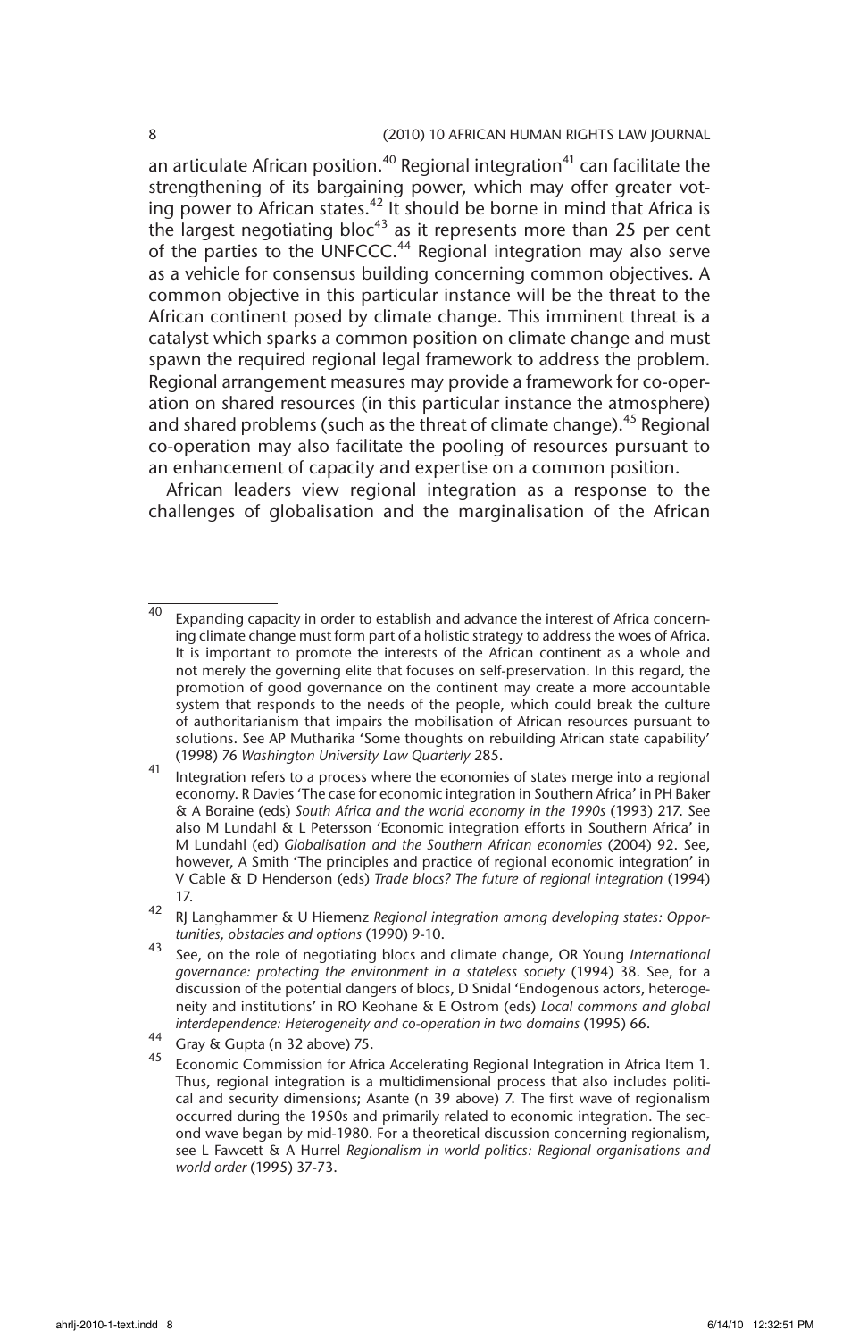an articulate African position.[40] Regional integration[41] can facilitate the strengthening of its bargaining power, which may offer greater voting power to African states.[42] It should be borne in mind that Africa is the largest negotiating bloc[43] as it represents more than 25 per cent of the parties to the UNFCCC.[44] Regional integration may also serve as a vehicle for consensus building concerning common objectives. A common objective in this particular instance will be the threat to the African continent posed by climate change. This imminent threat is a catalyst which sparks a common position on climate change and must spawn the required regional legal framework to address the problem. Regional arrangement measures may provide a framework for co-operation on shared resources (in this particular instance the atmosphere) and shared problems (such as the threat of climate change).[45] Regional co-operation may also facilitate the pooling of resources pursuant to an enhancement of capacity and expertise on a common position.

African leaders view regional integration as a response to the challenges of globalisation and the marginalisation of the African

---

[40] Expanding capacity in order to establish and advance the interest of Africa concerning climate change must form part of a holistic strategy to address the woes of Africa. It is important to promote the interests of the African continent as a whole and not merely the governing elite that focuses on self-preservation. In this regard, the promotion of good governance on the continent may create a more accountable system that responds to the needs of the people, which could break the culture of authoritarianism that impairs the mobilisation of African resources pursuant to solutions. See AP Mutharika 'Some thoughts on rebuilding African state capability' (1998) 76 *Washington University Law Quarterly* 285.

[41] Integration refers to a process where the economies of states merge into a regional economy. R Davies 'The case for economic integration in Southern Africa' in PH Baker & A Boraine (eds) *South Africa and the world economy in the 1990s* (1993) 217. See also M Lundahl & L Petersson 'Economic integration efforts in Southern Africa' in M Lundahl (ed) *Globalisation and the Southern African economies* (2004) 92. See, however, A Smith 'The principles and practice of regional economic integration' in V Cable & D Henderson (eds) *Trade blocs? The future of regional integration* (1994) 17.

[42] RJ Langhammer & U Hiemenz *Regional integration among developing states: Opportunities, obstacles and options* (1990) 9-10.

[43] See, on the role of negotiating blocs and climate change, OR Young *International governance: protecting the environment in a stateless society* (1994) 38. See, for a discussion of the potential dangers of blocs, D Snidal 'Endogenous actors, heterogeneity and institutions' in RO Keohane & E Ostrom (eds) *Local commons and global interdependence: Heterogeneity and co-operation in two domains* (1995) 66.

[44] Gray & Gupta (n 32 above) 75.

[45] Economic Commission for Africa Accelerating Regional Integration in Africa Item 1. Thus, regional integration is a multidimensional process that also includes political and security dimensions; Asante (n 39 above) 7. The first wave of regionalism occurred during the 1950s and primarily related to economic integration. The second wave began by mid-1980. For a theoretical discussion concerning regionalism, see L Fawcett & A Hurrel *Regionalism in world politics: Regional organisations and world order* (1995) 37-73.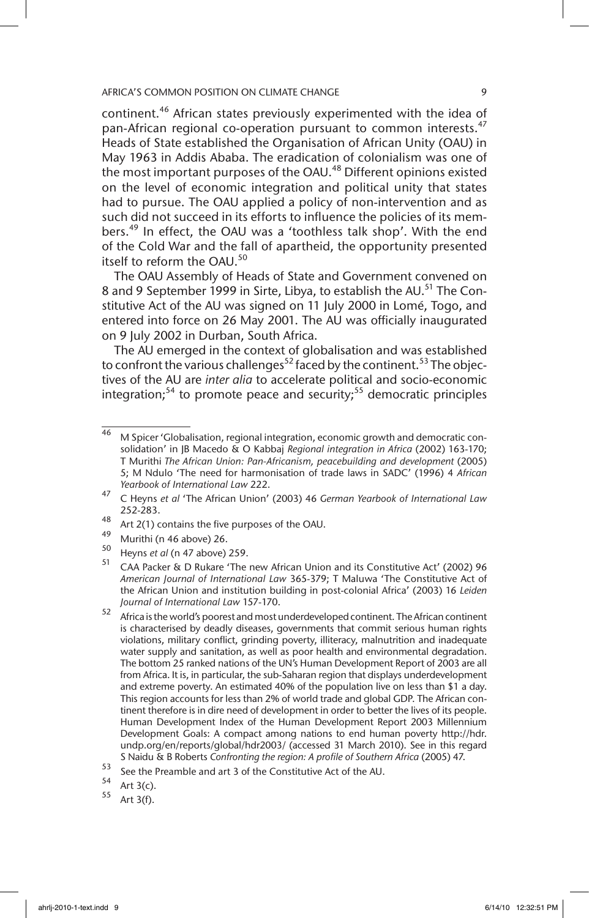continent.[46] African states previously experimented with the idea of pan-African regional co-operation pursuant to common interests.[47] Heads of State established the Organisation of African Unity (OAU) in May 1963 in Addis Ababa. The eradication of colonialism was one of the most important purposes of the OAU.[48] Different opinions existed on the level of economic integration and political unity that states had to pursue. The OAU applied a policy of non-intervention and as such did not succeed in its efforts to influence the policies of its members.[49] In effect, the OAU was a 'toothless talk shop'. With the end of the Cold War and the fall of apartheid, the opportunity presented itself to reform the OAU.[50]

The OAU Assembly of Heads of State and Government convened on 8 and 9 September 1999 in Sirte, Libya, to establish the AU.[51] The Constitutive Act of the AU was signed on 11 July 2000 in Lomé, Togo, and entered into force on 26 May 2001. The AU was officially inaugurated on 9 July 2002 in Durban, South Africa.

The AU emerged in the context of globalisation and was established to confront the various challenges[52] faced by the continent.[53] The objectives of the AU are *inter alia* to accelerate political and socio-economic integration;[54] to promote peace and security;[55] democratic principles

---

[46] M Spicer 'Globalisation, regional integration, economic growth and democratic consolidation' in JB Macedo & O Kabbaj *Regional integration in Africa* (2002) 163-170; T Murithi *The African Union: Pan-Africanism, peacebuilding and development* (2005) 5; M Ndulo 'The need for harmonisation of trade laws in SADC' (1996) 4 *African Yearbook of International Law* 222.

[47] C Heyns *et al* 'The African Union' (2003) 46 *German Yearbook of International Law* 252-283.

[48] Art 2(1) contains the five purposes of the OAU.

[49] Murithi (n 46 above) 26.

[50] Heyns *et al* (n 47 above) 259.

[51] CAA Packer & D Rukare 'The new African Union and its Constitutive Act' (2002) 96 *American Journal of International Law* 365-379; T Maluwa 'The Constitutive Act of the African Union and institution building in post-colonial Africa' (2003) 16 *Leiden Journal of International Law* 157-170.

[52] Africa is the world's poorest and most underdeveloped continent. The African continent is characterised by deadly diseases, governments that commit serious human rights violations, military conflict, grinding poverty, illiteracy, malnutrition and inadequate water supply and sanitation, as well as poor health and environmental degradation. The bottom 25 ranked nations of the UN's Human Development Report of 2003 are all from Africa. It is, in particular, the sub-Saharan region that displays underdevelopment and extreme poverty. An estimated 40% of the population live on less than $1 a day. This region accounts for less than 2% of world trade and global GDP. The African continent therefore is in dire need of development in order to better the lives of its people. Human Development Index of the Human Development Report 2003 Millennium Development Goals: A compact among nations to end human poverty http://hdr.undp.org/en/reports/global/hdr2003/ (accessed 31 March 2010). See in this regard S Naidu & B Roberts *Confronting the region: A profile of Southern Africa* (2005) 47.

[53] See the Preamble and art 3 of the Constitutive Act of the AU.

[54] Art 3(c).

[55] Art 3(f).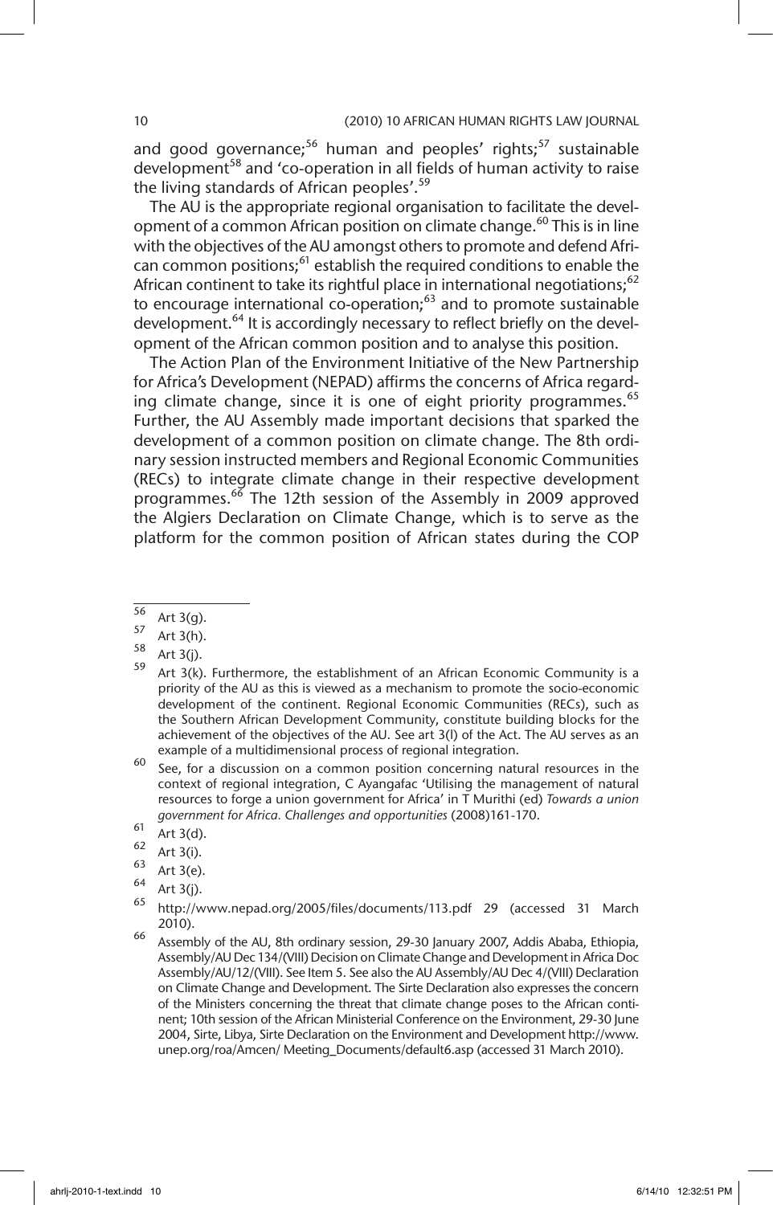and good governance;[56] human and peoples' rights;[57] sustainable development[58] and 'co-operation in all fields of human activity to raise the living standards of African peoples'.[59]

The AU is the appropriate regional organisation to facilitate the development of a common African position on climate change.[60] This is in line with the objectives of the AU amongst others to promote and defend African common positions;[61] establish the required conditions to enable the African continent to take its rightful place in international negotiations;[62] to encourage international co-operation;[63] and to promote sustainable development.[64] It is accordingly necessary to reflect briefly on the development of the African common position and to analyse this position.

The Action Plan of the Environment Initiative of the New Partnership for Africa's Development (NEPAD) affirms the concerns of Africa regarding climate change, since it is one of eight priority programmes.[65] Further, the AU Assembly made important decisions that sparked the development of a common position on climate change. The 8th ordinary session instructed members and Regional Economic Communities (RECs) to integrate climate change in their respective development programmes.[66] The 12th session of the Assembly in 2009 approved the Algiers Declaration on Climate Change, which is to serve as the platform for the common position of African states during the COP

---

56 Art 3(g).

57 Art 3(h).

58 Art 3(j).

59 Art 3(k). Furthermore, the establishment of an African Economic Community is a priority of the AU as this is viewed as a mechanism to promote the socio-economic development of the continent. Regional Economic Communities (RECs), such as the Southern African Development Community, constitute building blocks for the achievement of the objectives of the AU. See art 3(l) of the Act. The AU serves as an example of a multidimensional process of regional integration.

60 See, for a discussion on a common position concerning natural resources in the context of regional integration, C Ayangafac 'Utilising the management of natural resources to forge a union government for Africa' in T Murithi (ed) *Towards a union government for Africa. Challenges and opportunities* (2008)161-170.

61 Art 3(d).

62 Art 3(i).

63 Art 3(e).

64 Art 3(j).

65 http://www.nepad.org/2005/files/documents/113.pdf 29 (accessed 31 March 2010).

66 Assembly of the AU, 8th ordinary session, 29-30 January 2007, Addis Ababa, Ethiopia, Assembly/AU Dec 134/(VIII) Decision on Climate Change and Development in Africa Doc Assembly/AU/12/(VIII). See Item 5. See also the AU Assembly/AU Dec 4/(VIII) Declaration on Climate Change and Development. The Sirte Declaration also expresses the concern of the Ministers concerning the threat that climate change poses to the African continent; 10th session of the African Ministerial Conference on the Environment, 29-30 June 2004, Sirte, Libya, Sirte Declaration on the Environment and Development http://www.unep.org/roa/Amcen/ Meeting_Documents/default6.asp (accessed 31 March 2010).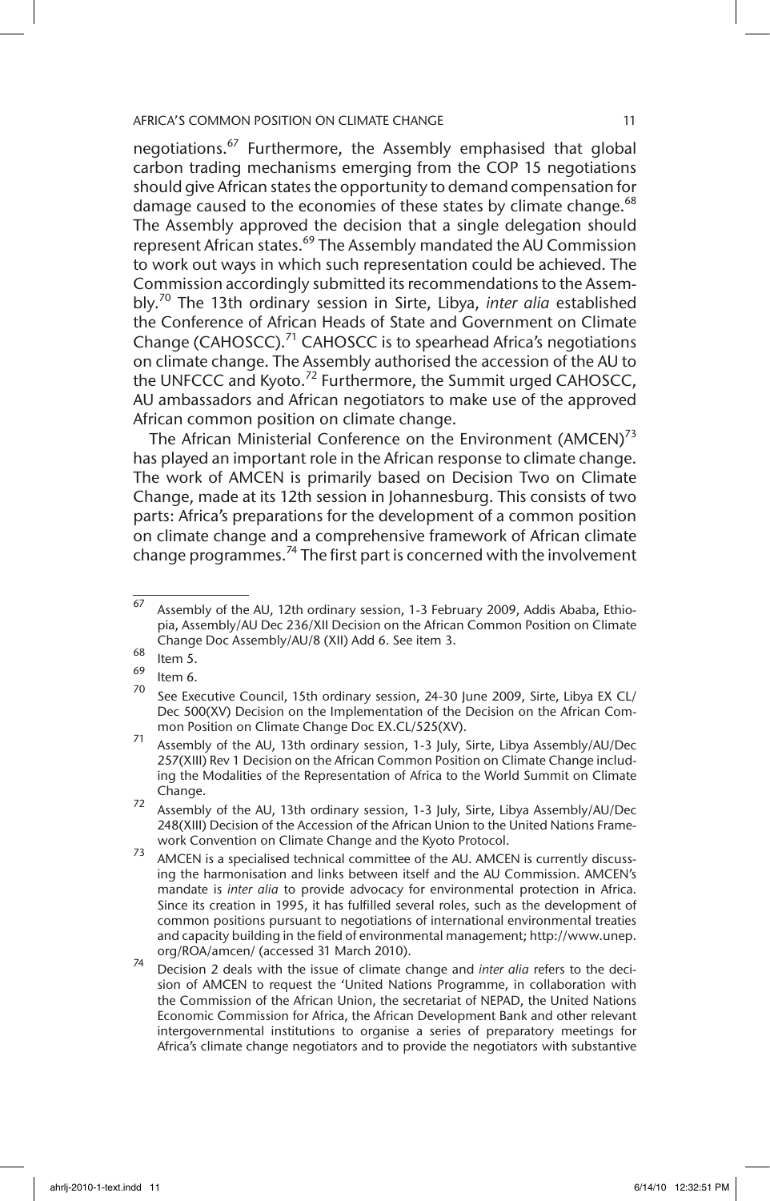negotiations.[67] Furthermore, the Assembly emphasised that global carbon trading mechanisms emerging from the COP 15 negotiations should give African states the opportunity to demand compensation for damage caused to the economies of these states by climate change.[68] The Assembly approved the decision that a single delegation should represent African states.[69] The Assembly mandated the AU Commission to work out ways in which such representation could be achieved. The Commission accordingly submitted its recommendations to the Assembly.[70] The 13th ordinary session in Sirte, Libya, *inter alia* established the Conference of African Heads of State and Government on Climate Change (CAHOSCC).[71] CAHOSCC is to spearhead Africa's negotiations on climate change. The Assembly authorised the accession of the AU to the UNFCCC and Kyoto.[72] Furthermore, the Summit urged CAHOSCC, AU ambassadors and African negotiators to make use of the approved African common position on climate change.

The African Ministerial Conference on the Environment (AMCEN)[73] has played an important role in the African response to climate change. The work of AMCEN is primarily based on Decision Two on Climate Change, made at its 12th session in Johannesburg. This consists of two parts: Africa's preparations for the development of a common position on climate change and a comprehensive framework of African climate change programmes.[74] The first part is concerned with the involvement

---

[67] Assembly of the AU, 12th ordinary session, 1-3 February 2009, Addis Ababa, Ethiopia, Assembly/AU Dec 236/XII Decision on the African Common Position on Climate Change Doc Assembly/AU/8 (XII) Add 6. See item 3.

[68] Item 5.

[69] Item 6.

[70] See Executive Council, 15th ordinary session, 24-30 June 2009, Sirte, Libya EX CL/Dec 500(XV) Decision on the Implementation of the Decision on the African Common Position on Climate Change Doc EX.CL/525(XV).

[71] Assembly of the AU, 13th ordinary session, 1-3 July, Sirte, Libya Assembly/AU/Dec 257(XIII) Rev 1 Decision on the African Common Position on Climate Change including the Modalities of the Representation of Africa to the World Summit on Climate Change.

[72] Assembly of the AU, 13th ordinary session, 1-3 July, Sirte, Libya Assembly/AU/Dec 248(XIII) Decision of the Accession of the African Union to the United Nations Framework Convention on Climate Change and the Kyoto Protocol.

[73] AMCEN is a specialised technical committee of the AU. AMCEN is currently discussing the harmonisation and links between itself and the AU Commission. AMCEN's mandate is *inter alia* to provide advocacy for environmental protection in Africa. Since its creation in 1995, it has fulfilled several roles, such as the development of common positions pursuant to negotiations of international environmental treaties and capacity building in the field of environmental management; http://www.unep.org/ROA/amcen/ (accessed 31 March 2010).

[74] Decision 2 deals with the issue of climate change and *inter alia* refers to the decision of AMCEN to request the 'United Nations Programme, in collaboration with the Commission of the African Union, the secretariat of NEPAD, the United Nations Economic Commission for Africa, the African Development Bank and other relevant intergovernmental institutions to organise a series of preparatory meetings for Africa's climate change negotiators and to provide the negotiators with substantive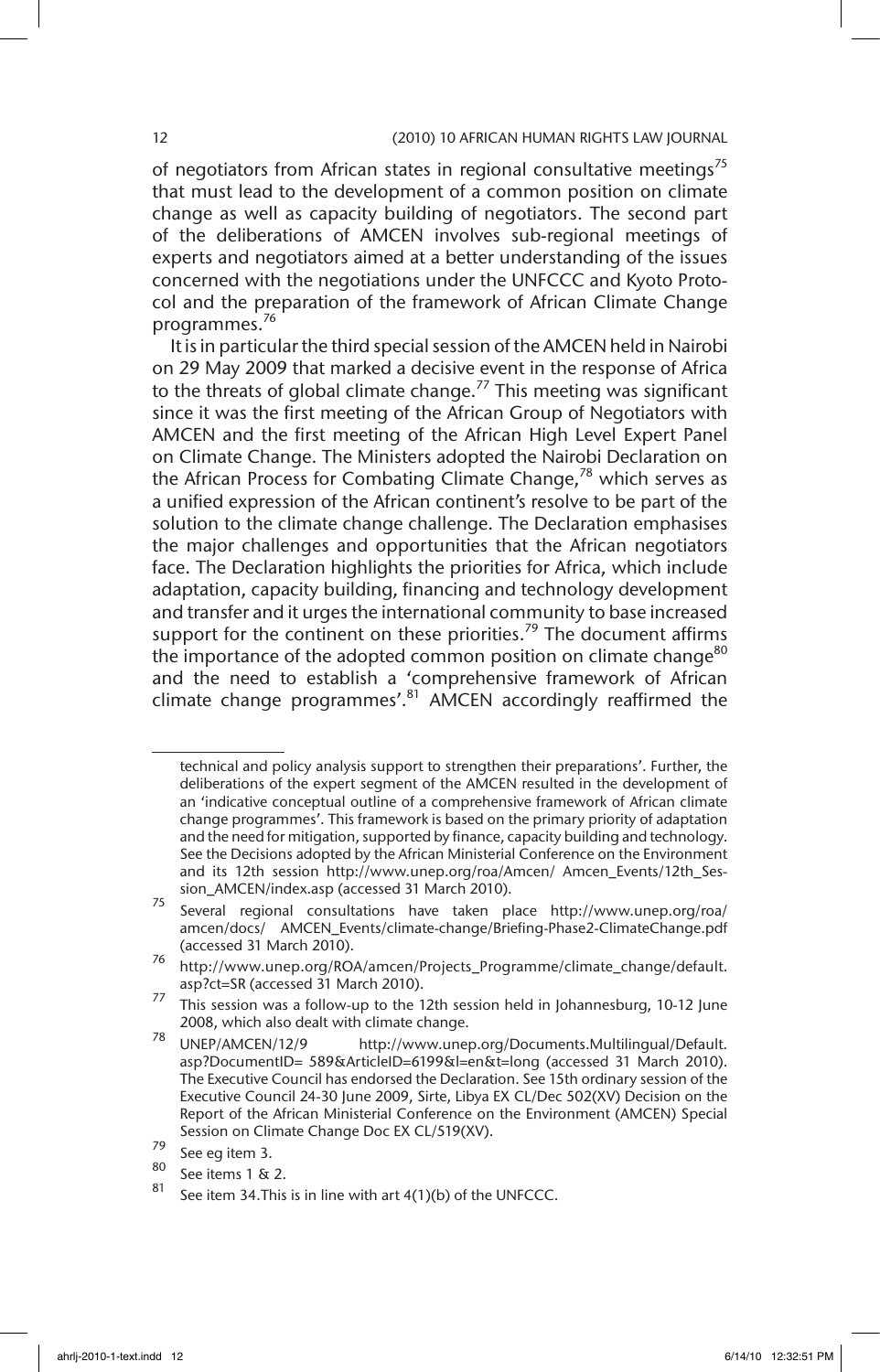of negotiators from African states in regional consultative meetings[75] that must lead to the development of a common position on climate change as well as capacity building of negotiators. The second part of the deliberations of AMCEN involves sub-regional meetings of experts and negotiators aimed at a better understanding of the issues concerned with the negotiations under the UNFCCC and Kyoto Protocol and the preparation of the framework of African Climate Change programmes.[76]

It is in particular the third special session of the AMCEN held in Nairobi on 29 May 2009 that marked a decisive event in the response of Africa to the threats of global climate change.[77] This meeting was significant since it was the first meeting of the African Group of Negotiators with AMCEN and the first meeting of the African High Level Expert Panel on Climate Change. The Ministers adopted the Nairobi Declaration on the African Process for Combating Climate Change,[78] which serves as a unified expression of the African continent's resolve to be part of the solution to the climate change challenge. The Declaration emphasises the major challenges and opportunities that the African negotiators face. The Declaration highlights the priorities for Africa, which include adaptation, capacity building, financing and technology development and transfer and it urges the international community to base increased support for the continent on these priorities.[79] The document affirms the importance of the adopted common position on climate change[80] and the need to establish a 'comprehensive framework of African climate change programmes'.[81] AMCEN accordingly reaffirmed the

---

technical and policy analysis support to strengthen their preparations'. Further, the deliberations of the expert segment of the AMCEN resulted in the development of an 'indicative conceptual outline of a comprehensive framework of African climate change programmes'. This framework is based on the primary priority of adaptation and the need for mitigation, supported by finance, capacity building and technology. See the Decisions adopted by the African Ministerial Conference on the Environment and its 12th session http://www.unep.org/roa/Amcen/ Amcen_Events/12th_Session_AMCEN/index.asp (accessed 31 March 2010).

75 Several regional consultations have taken place http://www.unep.org/roa/amcen/docs/ AMCEN_Events/climate-change/Briefing-Phase2-ClimateChange.pdf (accessed 31 March 2010).

76 http://www.unep.org/ROA/amcen/Projects_Programme/climate_change/default.asp?ct=SR (accessed 31 March 2010).

77 This session was a follow-up to the 12th session held in Johannesburg, 10-12 June 2008, which also dealt with climate change.

78 UNEP/AMCEN/12/9 http://www.unep.org/Documents.Multilingual/Default.asp?DocumentID= 589&ArticleID=6199&l=en&t=long (accessed 31 March 2010). The Executive Council has endorsed the Declaration. See 15th ordinary session of the Executive Council 24-30 June 2009, Sirte, Libya EX CL/Dec 502(XV) Decision on the Report of the African Ministerial Conference on the Environment (AMCEN) Special Session on Climate Change Doc EX CL/519(XV).

79 See eg item 3.

80 See items 1 & 2.

81 See item 34.This is in line with art 4(1)(b) of the UNFCCC.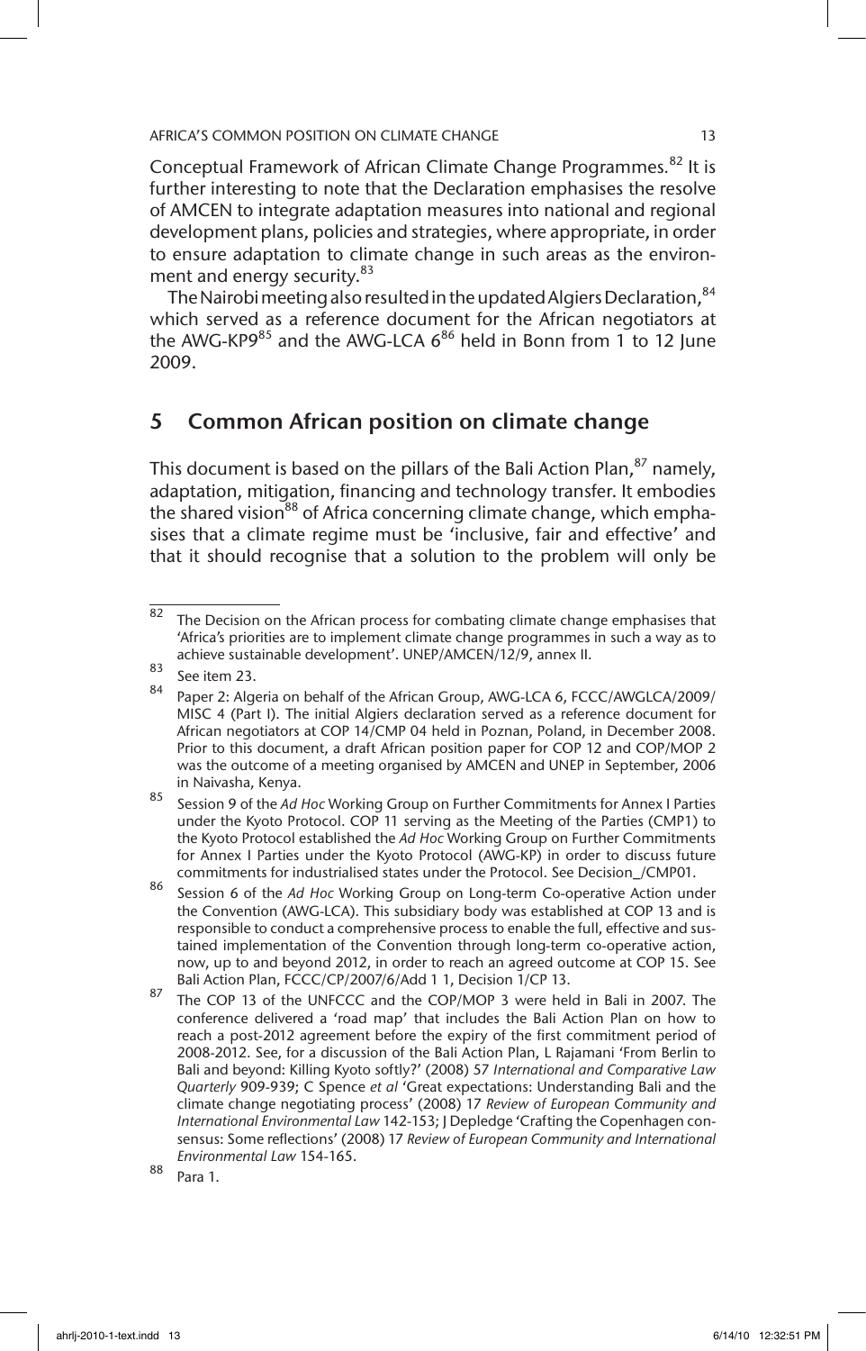Conceptual Framework of African Climate Change Programmes.[82] It is further interesting to note that the Declaration emphasises the resolve of AMCEN to integrate adaptation measures into national and regional development plans, policies and strategies, where appropriate, in order to ensure adaptation to climate change in such areas as the environment and energy security.[83]

The Nairobi meeting also resulted in the updated Algiers Declaration,[84] which served as a reference document for the African negotiators at the AWG-KP9[85] and the AWG-LCA 6[86] held in Bonn from 1 to 12 June 2009.

## 5 Common African position on climate change

This document is based on the pillars of the Bali Action Plan,[87] namely, adaptation, mitigation, financing and technology transfer. It embodies the shared vision[88] of Africa concerning climate change, which emphasises that a climate regime must be 'inclusive, fair and effective' and that it should recognise that a solution to the problem will only be

---

82 The Decision on the African process for combating climate change emphasises that 'Africa's priorities are to implement climate change programmes in such a way as to achieve sustainable development'. UNEP/AMCEN/12/9, annex II.

83 See item 23.

84 Paper 2: Algeria on behalf of the African Group, AWG-LCA 6, FCCC/AWGLCA/2009/MISC 4 (Part I). The initial Algiers declaration served as a reference document for African negotiators at COP 14/CMP 04 held in Poznan, Poland, in December 2008. Prior to this document, a draft African position paper for COP 12 and COP/MOP 2 was the outcome of a meeting organised by AMCEN and UNEP in September, 2006 in Naivasha, Kenya.

85 Session 9 of the *Ad Hoc* Working Group on Further Commitments for Annex I Parties under the Kyoto Protocol. COP 11 serving as the Meeting of the Parties (CMP1) to the Kyoto Protocol established the *Ad Hoc* Working Group on Further Commitments for Annex I Parties under the Kyoto Protocol (AWG-KP) in order to discuss future commitments for industrialised states under the Protocol. See Decision_/CMP01.

86 Session 6 of the *Ad Hoc* Working Group on Long-term Co-operative Action under the Convention (AWG-LCA). This subsidiary body was established at COP 13 and is responsible to conduct a comprehensive process to enable the full, effective and sustained implementation of the Convention through long-term co-operative action, now, up to and beyond 2012, in order to reach an agreed outcome at COP 15. See Bali Action Plan, FCCC/CP/2007/6/Add 1 1, Decision 1/CP 13.

87 The COP 13 of the UNFCCC and the COP/MOP 3 were held in Bali in 2007. The conference delivered a 'road map' that includes the Bali Action Plan on how to reach a post-2012 agreement before the expiry of the first commitment period of 2008-2012. See, for a discussion of the Bali Action Plan, L Rajamani 'From Berlin to Bali and beyond: Killing Kyoto softly?' (2008) 57 *International and Comparative Law Quarterly* 909-939; C Spence *et al* 'Great expectations: Understanding Bali and the climate change negotiating process' (2008) 17 *Review of European Community and International Environmental Law* 142-153; J Depledge 'Crafting the Copenhagen consensus: Some reflections' (2008) 17 *Review of European Community and International Environmental Law* 154-165.

88 Para 1.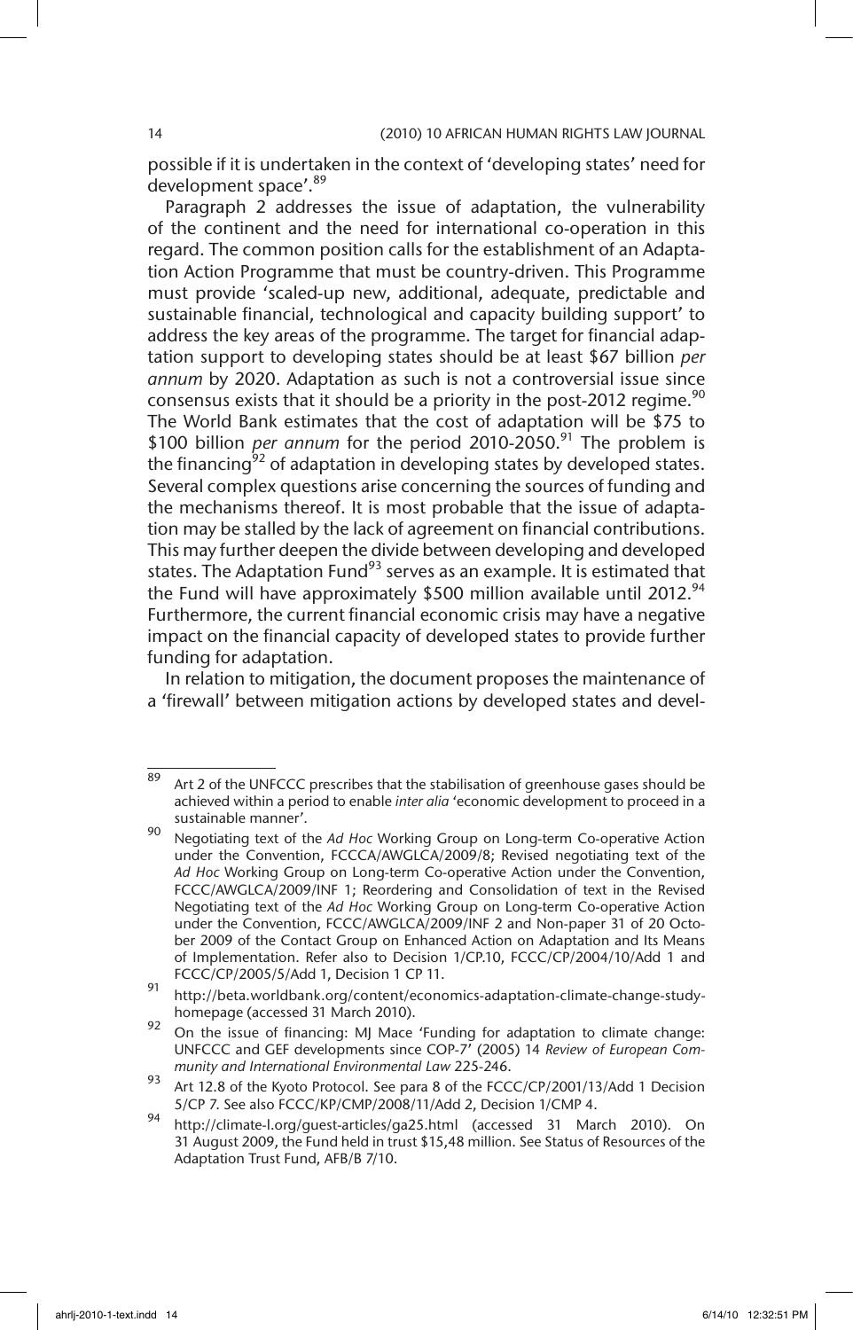possible if it is undertaken in the context of 'developing states' need for development space'.[89]

Paragraph 2 addresses the issue of adaptation, the vulnerability of the continent and the need for international co-operation in this regard. The common position calls for the establishment of an Adaptation Action Programme that must be country-driven. This Programme must provide 'scaled-up new, additional, adequate, predictable and sustainable financial, technological and capacity building support' to address the key areas of the programme. The target for financial adaptation support to developing states should be at least $67 billion *per annum* by 2020. Adaptation as such is not a controversial issue since consensus exists that it should be a priority in the post-2012 regime.[90] The World Bank estimates that the cost of adaptation will be $75 to $100 billion *per annum* for the period 2010-2050.[91] The problem is the financing[92] of adaptation in developing states by developed states. Several complex questions arise concerning the sources of funding and the mechanisms thereof. It is most probable that the issue of adaptation may be stalled by the lack of agreement on financial contributions. This may further deepen the divide between developing and developed states. The Adaptation Fund[93] serves as an example. It is estimated that the Fund will have approximately $500 million available until 2012.[94] Furthermore, the current financial economic crisis may have a negative impact on the financial capacity of developed states to provide further funding for adaptation.

In relation to mitigation, the document proposes the maintenance of a 'firewall' between mitigation actions by developed states and devel-

---

[89] Art 2 of the UNFCCC prescribes that the stabilisation of greenhouse gases should be achieved within a period to enable *inter alia* 'economic development to proceed in a sustainable manner'.

[90] Negotiating text of the *Ad Hoc* Working Group on Long-term Co-operative Action under the Convention, FCCCA/AWGLCA/2009/8; Revised negotiating text of the *Ad Hoc* Working Group on Long-term Co-operative Action under the Convention, FCCC/AWGLCA/2009/INF 1; Reordering and Consolidation of text in the Revised Negotiating text of the *Ad Hoc* Working Group on Long-term Co-operative Action under the Convention, FCCC/AWGLCA/2009/INF 2 and Non-paper 31 of 20 October 2009 of the Contact Group on Enhanced Action on Adaptation and Its Means of Implementation. Refer also to Decision 1/CP.10, FCCC/CP/2004/10/Add 1 and FCCC/CP/2005/5/Add 1, Decision 1 CP 11.

[91] http://beta.worldbank.org/content/economics-adaptation-climate-change-study-homepage (accessed 31 March 2010).

[92] On the issue of financing: MJ Mace 'Funding for adaptation to climate change: UNFCCC and GEF developments since COP-7' (2005) 14 *Review of European Community and International Environmental Law* 225-246.

[93] Art 12.8 of the Kyoto Protocol. See para 8 of the FCCC/CP/2001/13/Add 1 Decision 5/CP 7. See also FCCC/KP/CMP/2008/11/Add 2, Decision 1/CMP 4.

[94] http://climate-l.org/guest-articles/ga25.html (accessed 31 March 2010). On 31 August 2009, the Fund held in trust $15,48 million. See Status of Resources of the Adaptation Trust Fund, AFB/B 7/10.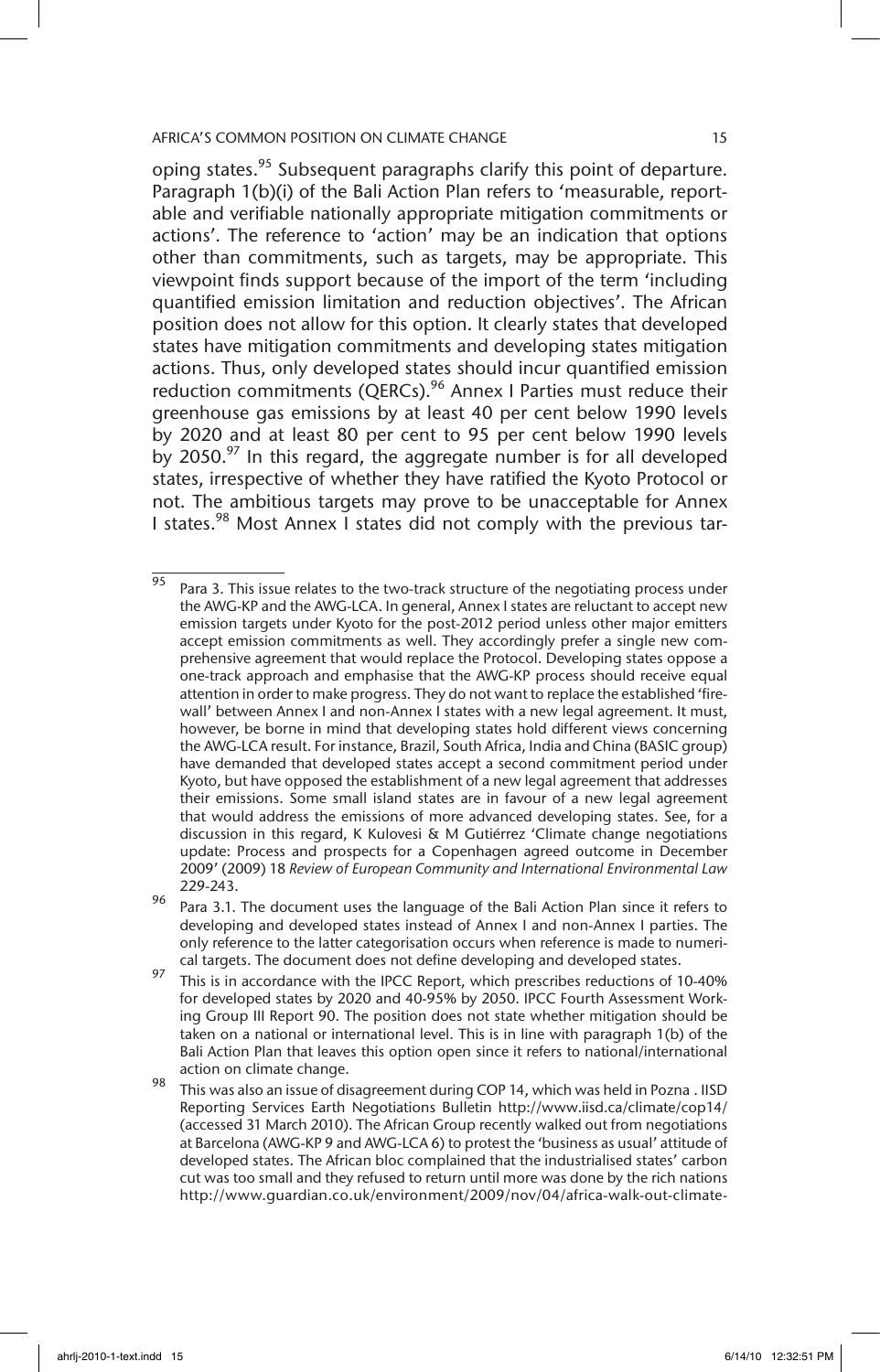oping states.[95] Subsequent paragraphs clarify this point of departure. Paragraph 1(b)(i) of the Bali Action Plan refers to 'measurable, reportable and verifiable nationally appropriate mitigation commitments or actions'. The reference to 'action' may be an indication that options other than commitments, such as targets, may be appropriate. This viewpoint finds support because of the import of the term 'including quantified emission limitation and reduction objectives'. The African position does not allow for this option. It clearly states that developed states have mitigation commitments and developing states mitigation actions. Thus, only developed states should incur quantified emission reduction commitments (QERCs).[96] Annex I Parties must reduce their greenhouse gas emissions by at least 40 per cent below 1990 levels by 2020 and at least 80 per cent to 95 per cent below 1990 levels by 2050.[97] In this regard, the aggregate number is for all developed states, irrespective of whether they have ratified the Kyoto Protocol or not. The ambitious targets may prove to be unacceptable for Annex I states.[98] Most Annex I states did not comply with the previous tar-

---

[95] Para 3. This issue relates to the two-track structure of the negotiating process under the AWG-KP and the AWG-LCA. In general, Annex I states are reluctant to accept new emission targets under Kyoto for the post-2012 period unless other major emitters accept emission commitments as well. They accordingly prefer a single new comprehensive agreement that would replace the Protocol. Developing states oppose a one-track approach and emphasise that the AWG-KP process should receive equal attention in order to make progress. They do not want to replace the established 'firewall' between Annex I and non-Annex I states with a new legal agreement. It must, however, be borne in mind that developing states hold different views concerning the AWG-LCA result. For instance, Brazil, South Africa, India and China (BASIC group) have demanded that developed states accept a second commitment period under Kyoto, but have opposed the establishment of a new legal agreement that addresses their emissions. Some small island states are in favour of a new legal agreement that would address the emissions of more advanced developing states. See, for a discussion in this regard, K Kulovesi & M Gutiérrez 'Climate change negotiations update: Process and prospects for a Copenhagen agreed outcome in December 2009' (2009) 18 *Review of European Community and International Environmental Law* 229-243.

[96] Para 3.1. The document uses the language of the Bali Action Plan since it refers to developing and developed states instead of Annex I and non-Annex I parties. The only reference to the latter categorisation occurs when reference is made to numerical targets. The document does not define developing and developed states.

[97] This is in accordance with the IPCC Report, which prescribes reductions of 10-40% for developed states by 2020 and 40-95% by 2050. IPCC Fourth Assessment Working Group III Report 90. The position does not state whether mitigation should be taken on a national or international level. This is in line with paragraph 1(b) of the Bali Action Plan that leaves this option open since it refers to national/international action on climate change.

[98] This was also an issue of disagreement during COP 14, which was held in Pozna . IISD Reporting Services Earth Negotiations Bulletin http://www.iisd.ca/climate/cop14/ (accessed 31 March 2010). The African Group recently walked out from negotiations at Barcelona (AWG-KP 9 and AWG-LCA 6) to protest the 'business as usual' attitude of developed states. The African bloc complained that the industrialised states' carbon cut was too small and they refused to return until more was done by the rich nations http://www.guardian.co.uk/environment/2009/nov/04/africa-walk-out-climate-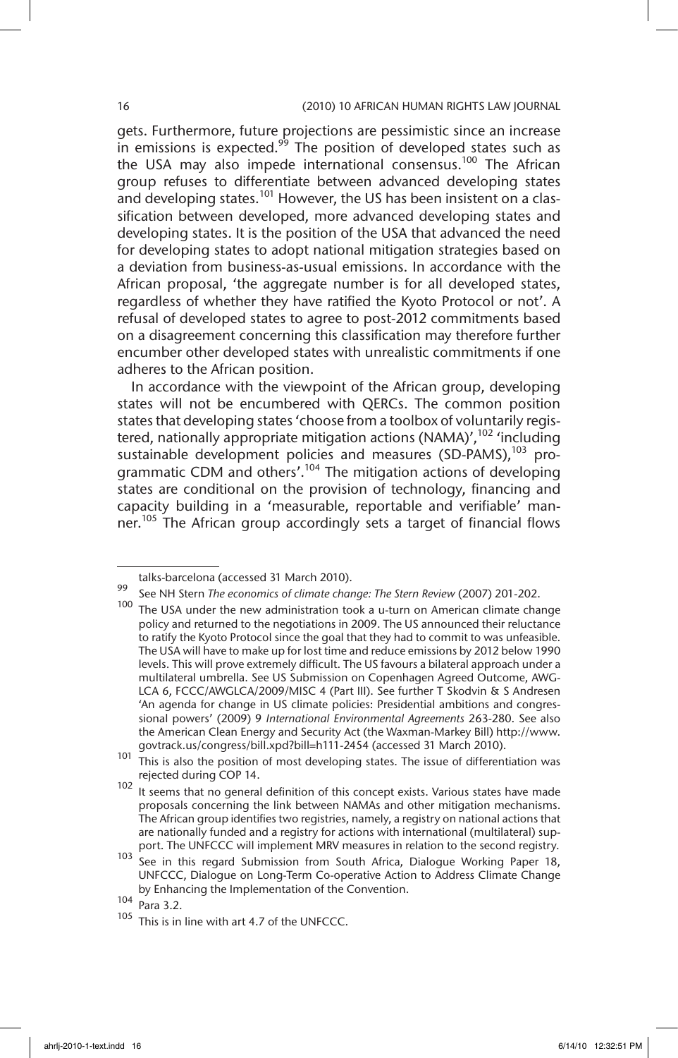gets. Furthermore, future projections are pessimistic since an increase in emissions is expected.[99] The position of developed states such as the USA may also impede international consensus.[100] The African group refuses to differentiate between advanced developing states and developing states.[101] However, the US has been insistent on a classification between developed, more advanced developing states and developing states. It is the position of the USA that advanced the need for developing states to adopt national mitigation strategies based on a deviation from business-as-usual emissions. In accordance with the African proposal, 'the aggregate number is for all developed states, regardless of whether they have ratified the Kyoto Protocol or not'. A refusal of developed states to agree to post-2012 commitments based on a disagreement concerning this classification may therefore further encumber other developed states with unrealistic commitments if one adheres to the African position.

In accordance with the viewpoint of the African group, developing states will not be encumbered with QERCs. The common position states that developing states 'choose from a toolbox of voluntarily registered, nationally appropriate mitigation actions (NAMA)',[102] 'including sustainable development policies and measures (SD-PAMS),[103] programmatic CDM and others'.[104] The mitigation actions of developing states are conditional on the provision of technology, financing and capacity building in a 'measurable, reportable and verifiable' manner.[105] The African group accordingly sets a target of financial flows

---

talks-barcelona (accessed 31 March 2010).

99 See NH Stern *The economics of climate change: The Stern Review* (2007) 201-202.

100 The USA under the new administration took a u-turn on American climate change policy and returned to the negotiations in 2009. The US announced their reluctance to ratify the Kyoto Protocol since the goal that they had to commit to was unfeasible. The USA will have to make up for lost time and reduce emissions by 2012 below 1990 levels. This will prove extremely difficult. The US favours a bilateral approach under a multilateral umbrella. See US Submission on Copenhagen Agreed Outcome, AWG-LCA 6, FCCC/AWGLCA/2009/MISC 4 (Part III). See further T Skodvin & S Andresen 'An agenda for change in US climate policies: Presidential ambitions and congressional powers' (2009) 9 *International Environmental Agreements* 263-280. See also the American Clean Energy and Security Act (the Waxman-Markey Bill) http://www.govtrack.us/congress/bill.xpd?bill=h111-2454 (accessed 31 March 2010).

101 This is also the position of most developing states. The issue of differentiation was rejected during COP 14.

102 It seems that no general definition of this concept exists. Various states have made proposals concerning the link between NAMAs and other mitigation mechanisms. The African group identifies two registries, namely, a registry on national actions that are nationally funded and a registry for actions with international (multilateral) support. The UNFCCC will implement MRV measures in relation to the second registry.

103 See in this regard Submission from South Africa, Dialogue Working Paper 18, UNFCCC, Dialogue on Long-Term Co-operative Action to Address Climate Change by Enhancing the Implementation of the Convention.

104 Para 3.2.

105 This is in line with art 4.7 of the UNFCCC.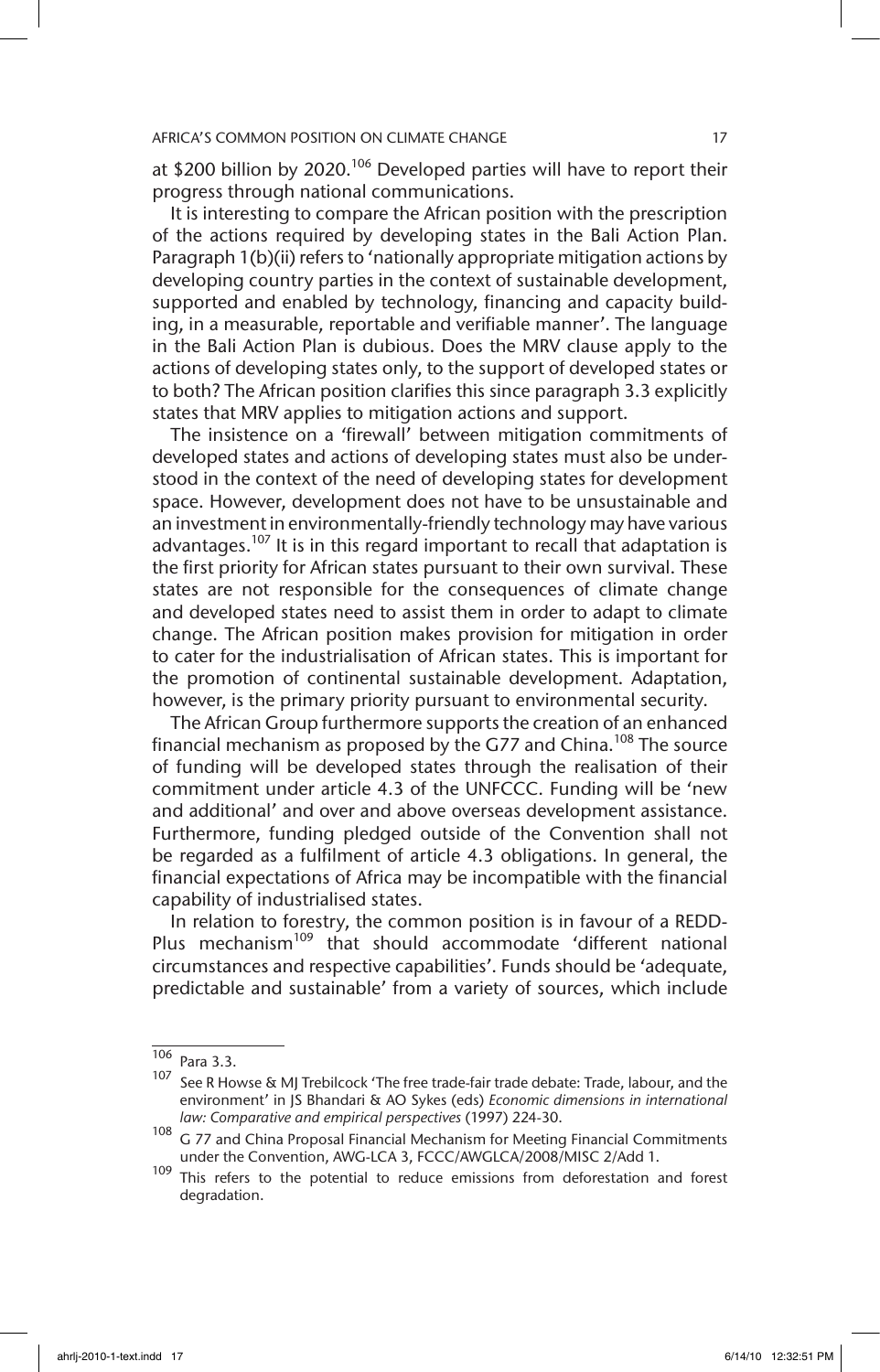at $200 billion by 2020.[106] Developed parties will have to report their progress through national communications.

It is interesting to compare the African position with the prescription of the actions required by developing states in the Bali Action Plan. Paragraph 1(b)(ii) refers to 'nationally appropriate mitigation actions by developing country parties in the context of sustainable development, supported and enabled by technology, financing and capacity building, in a measurable, reportable and verifiable manner'. The language in the Bali Action Plan is dubious. Does the MRV clause apply to the actions of developing states only, to the support of developed states or to both? The African position clarifies this since paragraph 3.3 explicitly states that MRV applies to mitigation actions and support.

The insistence on a 'firewall' between mitigation commitments of developed states and actions of developing states must also be understood in the context of the need of developing states for development space. However, development does not have to be unsustainable and an investment in environmentally-friendly technology may have various advantages.[107] It is in this regard important to recall that adaptation is the first priority for African states pursuant to their own survival. These states are not responsible for the consequences of climate change and developed states need to assist them in order to adapt to climate change. The African position makes provision for mitigation in order to cater for the industrialisation of African states. This is important for the promotion of continental sustainable development. Adaptation, however, is the primary priority pursuant to environmental security.

The African Group furthermore supports the creation of an enhanced financial mechanism as proposed by the G77 and China.[108] The source of funding will be developed states through the realisation of their commitment under article 4.3 of the UNFCCC. Funding will be 'new and additional' and over and above overseas development assistance. Furthermore, funding pledged outside of the Convention shall not be regarded as a fulfilment of article 4.3 obligations. In general, the financial expectations of Africa may be incompatible with the financial capability of industrialised states.

In relation to forestry, the common position is in favour of a REDD-Plus mechanism[109] that should accommodate 'different national circumstances and respective capabilities'. Funds should be 'adequate, predictable and sustainable' from a variety of sources, which include

---

106 Para 3.3.

107 See R Howse & MJ Trebilcock 'The free trade-fair trade debate: Trade, labour, and the environment' in JS Bhandari & AO Sykes (eds) *Economic dimensions in international law: Comparative and empirical perspectives* (1997) 224-30.

108 G 77 and China Proposal Financial Mechanism for Meeting Financial Commitments under the Convention, AWG-LCA 3, FCCC/AWGLCA/2008/MISC 2/Add 1.

109 This refers to the potential to reduce emissions from deforestation and forest degradation.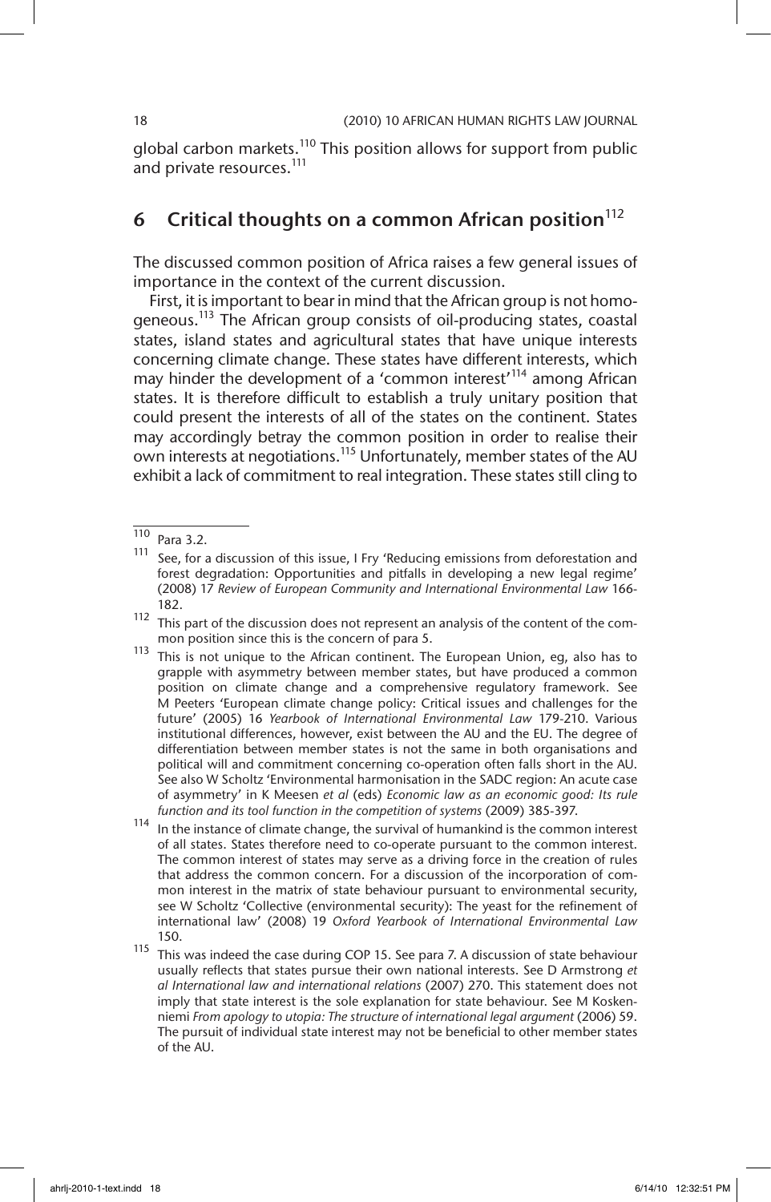global carbon markets.[110] This position allows for support from public and private resources.[111]

## 6 Critical thoughts on a common African position[112]

The discussed common position of Africa raises a few general issues of importance in the context of the current discussion.

First, it is important to bear in mind that the African group is not homogeneous.[113] The African group consists of oil-producing states, coastal states, island states and agricultural states that have unique interests concerning climate change. These states have different interests, which may hinder the development of a 'common interest'[114] among African states. It is therefore difficult to establish a truly unitary position that could present the interests of all of the states on the continent. States may accordingly betray the common position in order to realise their own interests at negotiations.[115] Unfortunately, member states of the AU exhibit a lack of commitment to real integration. These states still cling to

---

[110] Para 3.2.

[111] See, for a discussion of this issue, I Fry 'Reducing emissions from deforestation and forest degradation: Opportunities and pitfalls in developing a new legal regime' (2008) 17 *Review of European Community and International Environmental Law* 166-182.

[112] This part of the discussion does not represent an analysis of the content of the common position since this is the concern of para 5.

[113] This is not unique to the African continent. The European Union, eg, also has to grapple with asymmetry between member states, but have produced a common position on climate change and a comprehensive regulatory framework. See M Peeters 'European climate change policy: Critical issues and challenges for the future' (2005) 16 *Yearbook of International Environmental Law* 179-210. Various institutional differences, however, exist between the AU and the EU. The degree of differentiation between member states is not the same in both organisations and political will and commitment concerning co-operation often falls short in the AU. See also W Scholtz 'Environmental harmonisation in the SADC region: An acute case of asymmetry' in K Meesen *et al* (eds) *Economic law as an economic good: Its rule function and its tool function in the competition of systems* (2009) 385-397.

[114] In the instance of climate change, the survival of humankind is the common interest of all states. States therefore need to co-operate pursuant to the common interest. The common interest of states may serve as a driving force in the creation of rules that address the common concern. For a discussion of the incorporation of common interest in the matrix of state behaviour pursuant to environmental security, see W Scholtz 'Collective (environmental security): The yeast for the refinement of international law' (2008) 19 *Oxford Yearbook of International Environmental Law* 150.

[115] This was indeed the case during COP 15. See para 7. A discussion of state behaviour usually reflects that states pursue their own national interests. See D Armstrong *et al International law and international relations* (2007) 270. This statement does not imply that state interest is the sole explanation for state behaviour. See M Koskenniemi *From apology to utopia: The structure of international legal argument* (2006) 59. The pursuit of individual state interest may not be beneficial to other member states of the AU.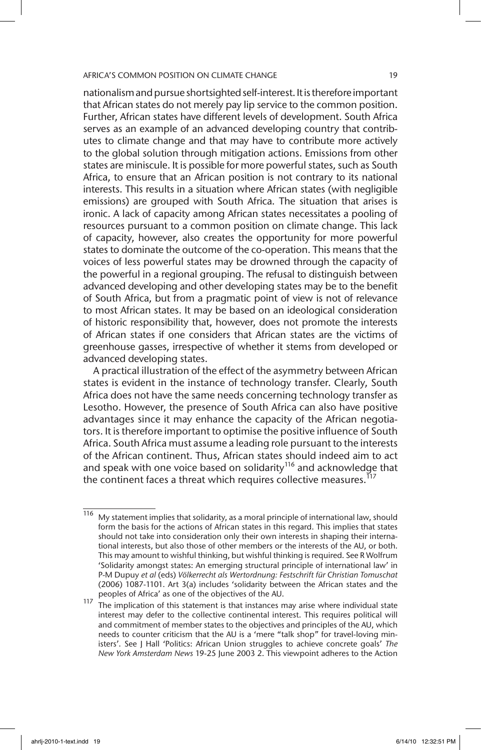nationalism and pursue shortsighted self-interest. It is therefore important that African states do not merely pay lip service to the common position. Further, African states have different levels of development. South Africa serves as an example of an advanced developing country that contributes to climate change and that may have to contribute more actively to the global solution through mitigation actions. Emissions from other states are miniscule. It is possible for more powerful states, such as South Africa, to ensure that an African position is not contrary to its national interests. This results in a situation where African states (with negligible emissions) are grouped with South Africa. The situation that arises is ironic. A lack of capacity among African states necessitates a pooling of resources pursuant to a common position on climate change. This lack of capacity, however, also creates the opportunity for more powerful states to dominate the outcome of the co-operation. This means that the voices of less powerful states may be drowned through the capacity of the powerful in a regional grouping. The refusal to distinguish between advanced developing and other developing states may be to the benefit of South Africa, but from a pragmatic point of view is not of relevance to most African states. It may be based on an ideological consideration of historic responsibility that, however, does not promote the interests of African states if one considers that African states are the victims of greenhouse gasses, irrespective of whether it stems from developed or advanced developing states.

A practical illustration of the effect of the asymmetry between African states is evident in the instance of technology transfer. Clearly, South Africa does not have the same needs concerning technology transfer as Lesotho. However, the presence of South Africa can also have positive advantages since it may enhance the capacity of the African negotiators. It is therefore important to optimise the positive influence of South Africa. South Africa must assume a leading role pursuant to the interests of the African continent. Thus, African states should indeed aim to act and speak with one voice based on solidarity[116] and acknowledge that the continent faces a threat which requires collective measures.[117]

---

[116] My statement implies that solidarity, as a moral principle of international law, should form the basis for the actions of African states in this regard. This implies that states should not take into consideration only their own interests in shaping their international interests, but also those of other members or the interests of the AU, or both. This may amount to wishful thinking, but wishful thinking is required. See R Wolfrum 'Solidarity amongst states: An emerging structural principle of international law' in P-M Dupuy *et al* (eds) *Völkerrecht als Wertordnung: Festschrift für Christian Tomuschat* (2006) 1087-1101. Art 3(a) includes 'solidarity between the African states and the peoples of Africa' as one of the objectives of the AU.

[117] The implication of this statement is that instances may arise where individual state interest may defer to the collective continental interest. This requires political will and commitment of member states to the objectives and principles of the AU, which needs to counter criticism that the AU is a 'mere "talk shop" for travel-loving ministers'. See J Hall 'Politics: African Union struggles to achieve concrete goals' *The New York Amsterdam News* 19-25 June 2003 2. This viewpoint adheres to the Action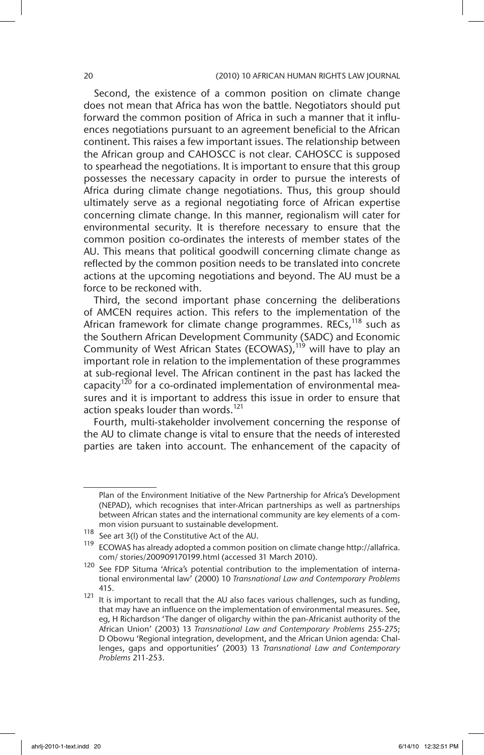Second, the existence of a common position on climate change does not mean that Africa has won the battle. Negotiators should put forward the common position of Africa in such a manner that it influences negotiations pursuant to an agreement beneficial to the African continent. This raises a few important issues. The relationship between the African group and CAHOSCC is not clear. CAHOSCC is supposed to spearhead the negotiations. It is important to ensure that this group possesses the necessary capacity in order to pursue the interests of Africa during climate change negotiations. Thus, this group should ultimately serve as a regional negotiating force of African expertise concerning climate change. In this manner, regionalism will cater for environmental security. It is therefore necessary to ensure that the common position co-ordinates the interests of member states of the AU. This means that political goodwill concerning climate change as reflected by the common position needs to be translated into concrete actions at the upcoming negotiations and beyond. The AU must be a force to be reckoned with.

Third, the second important phase concerning the deliberations of AMCEN requires action. This refers to the implementation of the African framework for climate change programmes. RECs,[118] such as the Southern African Development Community (SADC) and Economic Community of West African States (ECOWAS),[119] will have to play an important role in relation to the implementation of these programmes at sub-regional level. The African continent in the past has lacked the capacity[120] for a co-ordinated implementation of environmental measures and it is important to address this issue in order to ensure that action speaks louder than words.[121]

Fourth, multi-stakeholder involvement concerning the response of the AU to climate change is vital to ensure that the needs of interested parties are taken into account. The enhancement of the capacity of

---

Plan of the Environment Initiative of the New Partnership for Africa's Development (NEPAD), which recognises that inter-African partnerships as well as partnerships between African states and the international community are key elements of a common vision pursuant to sustainable development.

118 See art 3(l) of the Constitutive Act of the AU.

119 ECOWAS has already adopted a common position on climate change http://allafrica.com/ stories/200909170199.html (accessed 31 March 2010).

120 See FDP Situma 'Africa's potential contribution to the implementation of international environmental law' (2000) 10 *Transnational Law and Contemporary Problems* 415.

121 It is important to recall that the AU also faces various challenges, such as funding, that may have an influence on the implementation of environmental measures. See, eg, H Richardson 'The danger of oligarchy within the pan-Africanist authority of the African Union' (2003) 13 *Transnational Law and Contemporary Problems* 255-275; D Obowu 'Regional integration, development, and the African Union agenda: Challenges, gaps and opportunities' (2003) 13 *Transnational Law and Contemporary Problems* 211-253.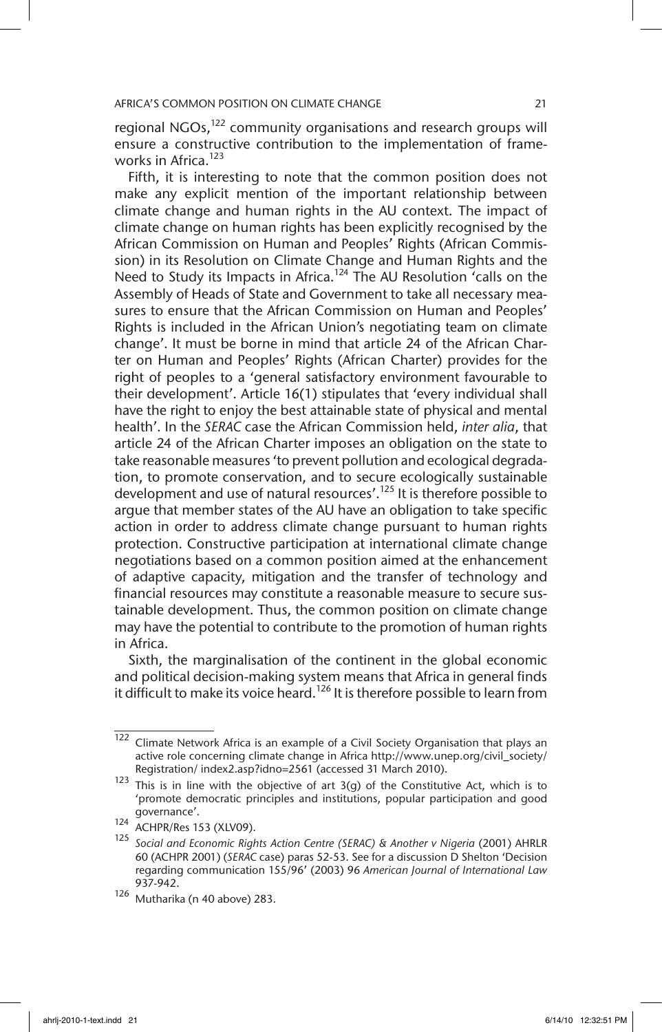regional NGOs,[122] community organisations and research groups will ensure a constructive contribution to the implementation of frameworks in Africa.[123]

Fifth, it is interesting to note that the common position does not make any explicit mention of the important relationship between climate change and human rights in the AU context. The impact of climate change on human rights has been explicitly recognised by the African Commission on Human and Peoples' Rights (African Commission) in its Resolution on Climate Change and Human Rights and the Need to Study its Impacts in Africa.[124] The AU Resolution 'calls on the Assembly of Heads of State and Government to take all necessary measures to ensure that the African Commission on Human and Peoples' Rights is included in the African Union's negotiating team on climate change'. It must be borne in mind that article 24 of the African Charter on Human and Peoples' Rights (African Charter) provides for the right of peoples to a 'general satisfactory environment favourable to their development'. Article 16(1) stipulates that 'every individual shall have the right to enjoy the best attainable state of physical and mental health'. In the *SERAC* case the African Commission held, *inter alia*, that article 24 of the African Charter imposes an obligation on the state to take reasonable measures 'to prevent pollution and ecological degradation, to promote conservation, and to secure ecologically sustainable development and use of natural resources'.[125] It is therefore possible to argue that member states of the AU have an obligation to take specific action in order to address climate change pursuant to human rights protection. Constructive participation at international climate change negotiations based on a common position aimed at the enhancement of adaptive capacity, mitigation and the transfer of technology and financial resources may constitute a reasonable measure to secure sustainable development. Thus, the common position on climate change may have the potential to contribute to the promotion of human rights in Africa.

Sixth, the marginalisation of the continent in the global economic and political decision-making system means that Africa in general finds it difficult to make its voice heard.[126] It is therefore possible to learn from

---

[122] Climate Network Africa is an example of a Civil Society Organisation that plays an active role concerning climate change in Africa http://www.unep.org/civil_society/Registration/ index2.asp?idno=2561 (accessed 31 March 2010).

[123] This is in line with the objective of art 3(g) of the Constitutive Act, which is to 'promote democratic principles and institutions, popular participation and good governance'.

[124] ACHPR/Res 153 (XLV09).

[125] *Social and Economic Rights Action Centre (SERAC) & Another v Nigeria* (2001) AHRLR 60 (ACHPR 2001) (*SERAC* case) paras 52-53. See for a discussion D Shelton 'Decision regarding communication 155/96' (2003) 96 *American Journal of International Law* 937-942.

[126] Mutharika (n 40 above) 283.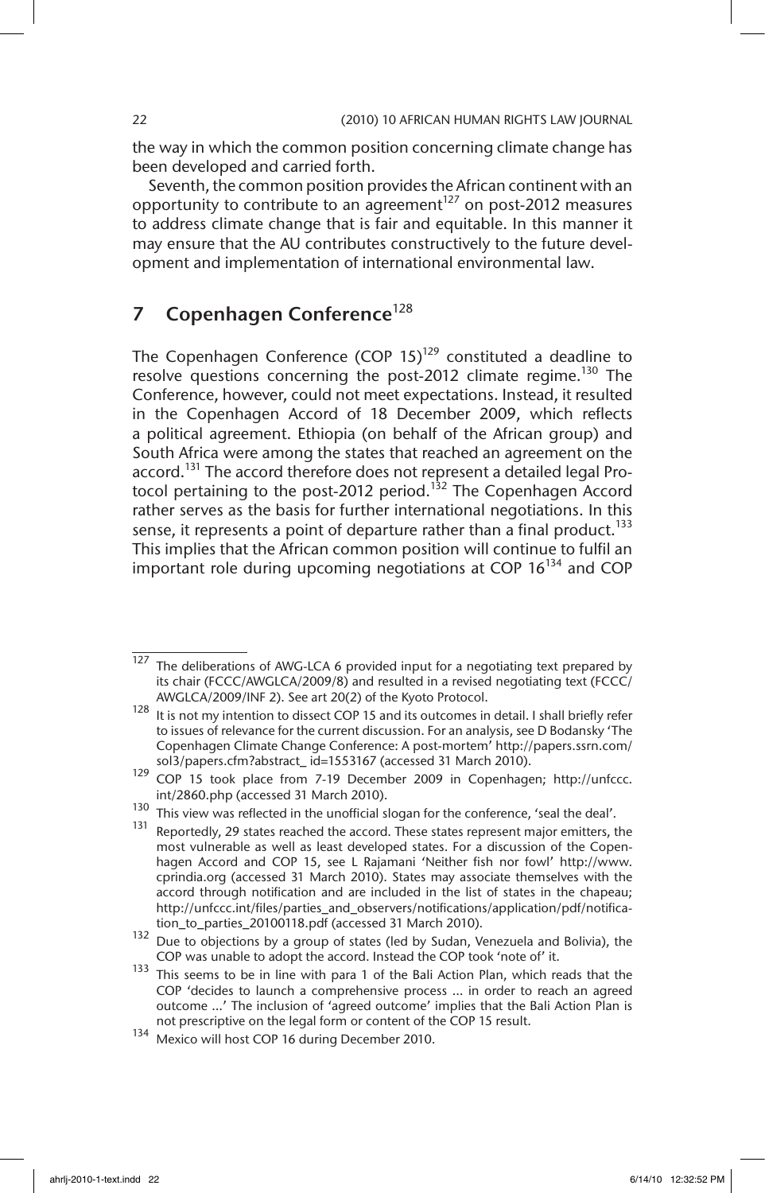the way in which the common position concerning climate change has been developed and carried forth.

Seventh, the common position provides the African continent with an opportunity to contribute to an agreement[127] on post-2012 measures to address climate change that is fair and equitable. In this manner it may ensure that the AU contributes constructively to the future development and implementation of international environmental law.

## 7 Copenhagen Conference[128]

The Copenhagen Conference (COP 15)[129] constituted a deadline to resolve questions concerning the post-2012 climate regime.[130] The Conference, however, could not meet expectations. Instead, it resulted in the Copenhagen Accord of 18 December 2009, which reflects a political agreement. Ethiopia (on behalf of the African group) and South Africa were among the states that reached an agreement on the accord.[131] The accord therefore does not represent a detailed legal Protocol pertaining to the post-2012 period.[132] The Copenhagen Accord rather serves as the basis for further international negotiations. In this sense, it represents a point of departure rather than a final product.[133] This implies that the African common position will continue to fulfil an important role during upcoming negotiations at COP 16[134] and COP

---

127 The deliberations of AWG-LCA 6 provided input for a negotiating text prepared by its chair (FCCC/AWGLCA/2009/8) and resulted in a revised negotiating text (FCCC/AWGLCA/2009/INF 2). See art 20(2) of the Kyoto Protocol.

128 It is not my intention to dissect COP 15 and its outcomes in detail. I shall briefly refer to issues of relevance for the current discussion. For an analysis, see D Bodansky 'The Copenhagen Climate Change Conference: A post-mortem' http://papers.ssrn.com/sol3/papers.cfm?abstract_ id=1553167 (accessed 31 March 2010).

129 COP 15 took place from 7-19 December 2009 in Copenhagen; http://unfccc.int/2860.php (accessed 31 March 2010).

130 This view was reflected in the unofficial slogan for the conference, 'seal the deal'.

131 Reportedly, 29 states reached the accord. These states represent major emitters, the most vulnerable as well as least developed states. For a discussion of the Copenhagen Accord and COP 15, see L Rajamani 'Neither fish nor fowl' http://www.cprindia.org (accessed 31 March 2010). States may associate themselves with the accord through notification and are included in the list of states in the chapeau; http://unfccc.int/files/parties_and_observers/notifications/application/pdf/notification_to_parties_20100118.pdf (accessed 31 March 2010).

132 Due to objections by a group of states (led by Sudan, Venezuela and Bolivia), the COP was unable to adopt the accord. Instead the COP took 'note of' it.

133 This seems to be in line with para 1 of the Bali Action Plan, which reads that the COP 'decides to launch a comprehensive process ... in order to reach an agreed outcome ...' The inclusion of 'agreed outcome' implies that the Bali Action Plan is not prescriptive on the legal form or content of the COP 15 result.

134 Mexico will host COP 16 during December 2010.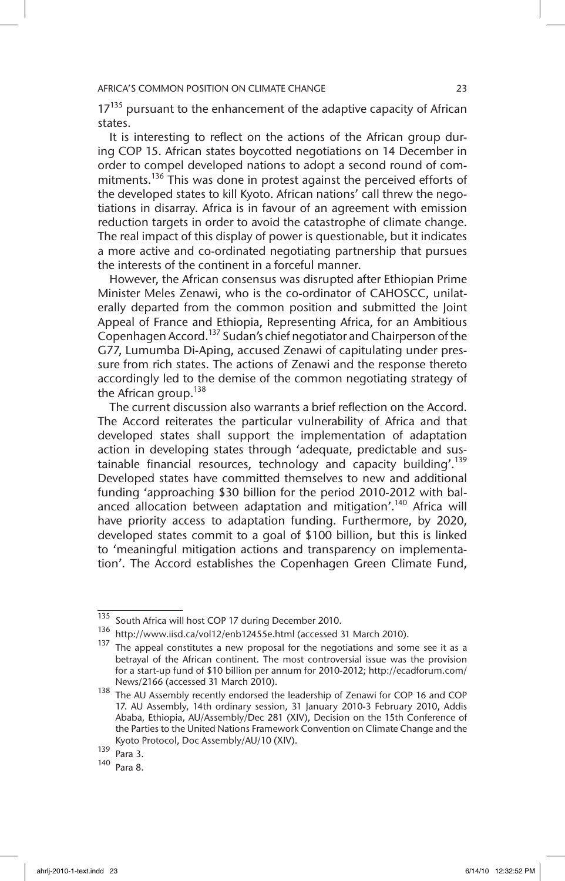17[135] pursuant to the enhancement of the adaptive capacity of African states.

It is interesting to reflect on the actions of the African group during COP 15. African states boycotted negotiations on 14 December in order to compel developed nations to adopt a second round of commitments.[136] This was done in protest against the perceived efforts of the developed states to kill Kyoto. African nations' call threw the negotiations in disarray. Africa is in favour of an agreement with emission reduction targets in order to avoid the catastrophe of climate change. The real impact of this display of power is questionable, but it indicates a more active and co-ordinated negotiating partnership that pursues the interests of the continent in a forceful manner.

However, the African consensus was disrupted after Ethiopian Prime Minister Meles Zenawi, who is the co-ordinator of CAHOSCC, unilaterally departed from the common position and submitted the Joint Appeal of France and Ethiopia, Representing Africa, for an Ambitious Copenhagen Accord.[137] Sudan's chief negotiator and Chairperson of the G77, Lumumba Di-Aping, accused Zenawi of capitulating under pressure from rich states. The actions of Zenawi and the response thereto accordingly led to the demise of the common negotiating strategy of the African group.[138]

The current discussion also warrants a brief reflection on the Accord. The Accord reiterates the particular vulnerability of Africa and that developed states shall support the implementation of adaptation action in developing states through 'adequate, predictable and sustainable financial resources, technology and capacity building'.[139] Developed states have committed themselves to new and additional funding 'approaching $30 billion for the period 2010-2012 with balanced allocation between adaptation and mitigation'.[140] Africa will have priority access to adaptation funding. Furthermore, by 2020, developed states commit to a goal of $100 billion, but this is linked to 'meaningful mitigation actions and transparency on implementation'. The Accord establishes the Copenhagen Green Climate Fund,

---

135 South Africa will host COP 17 during December 2010.

136 http://www.iisd.ca/vol12/enb12455e.html (accessed 31 March 2010).

137 The appeal constitutes a new proposal for the negotiations and some see it as a betrayal of the African continent. The most controversial issue was the provision for a start-up fund of $10 billion per annum for 2010-2012; http://ecadforum.com/News/2166 (accessed 31 March 2010).

138 The AU Assembly recently endorsed the leadership of Zenawi for COP 16 and COP 17. AU Assembly, 14th ordinary session, 31 January 2010-3 February 2010, Addis Ababa, Ethiopia, AU/Assembly/Dec 281 (XIV), Decision on the 15th Conference of the Parties to the United Nations Framework Convention on Climate Change and the Kyoto Protocol, Doc Assembly/AU/10 (XIV).

139 Para 3.

140 Para 8.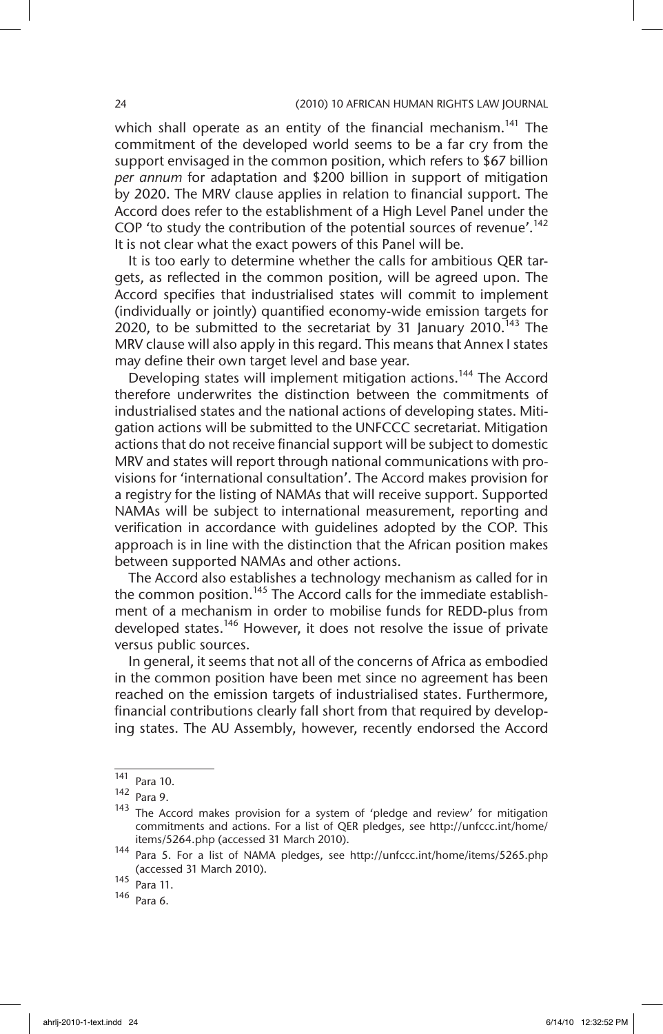which shall operate as an entity of the financial mechanism.[141] The commitment of the developed world seems to be a far cry from the support envisaged in the common position, which refers to $67 billion *per annum* for adaptation and $200 billion in support of mitigation by 2020. The MRV clause applies in relation to financial support. The Accord does refer to the establishment of a High Level Panel under the COP 'to study the contribution of the potential sources of revenue'.[142] It is not clear what the exact powers of this Panel will be.

It is too early to determine whether the calls for ambitious QER targets, as reflected in the common position, will be agreed upon. The Accord specifies that industrialised states will commit to implement (individually or jointly) quantified economy-wide emission targets for 2020, to be submitted to the secretariat by 31 January 2010.[143] The MRV clause will also apply in this regard. This means that Annex I states may define their own target level and base year.

Developing states will implement mitigation actions.[144] The Accord therefore underwrites the distinction between the commitments of industrialised states and the national actions of developing states. Mitigation actions will be submitted to the UNFCCC secretariat. Mitigation actions that do not receive financial support will be subject to domestic MRV and states will report through national communications with provisions for 'international consultation'. The Accord makes provision for a registry for the listing of NAMAs that will receive support. Supported NAMAs will be subject to international measurement, reporting and verification in accordance with guidelines adopted by the COP. This approach is in line with the distinction that the African position makes between supported NAMAs and other actions.

The Accord also establishes a technology mechanism as called for in the common position.[145] The Accord calls for the immediate establishment of a mechanism in order to mobilise funds for REDD-plus from developed states.[146] However, it does not resolve the issue of private versus public sources.

In general, it seems that not all of the concerns of Africa as embodied in the common position have been met since no agreement has been reached on the emission targets of industrialised states. Furthermore, financial contributions clearly fall short from that required by developing states. The AU Assembly, however, recently endorsed the Accord

---

[141] Para 10.

[142] Para 9.

[143] The Accord makes provision for a system of 'pledge and review' for mitigation commitments and actions. For a list of QER pledges, see http://unfccc.int/home/items/5264.php (accessed 31 March 2010).

[144] Para 5. For a list of NAMA pledges, see http://unfccc.int/home/items/5265.php (accessed 31 March 2010).

[145] Para 11.

[146] Para 6.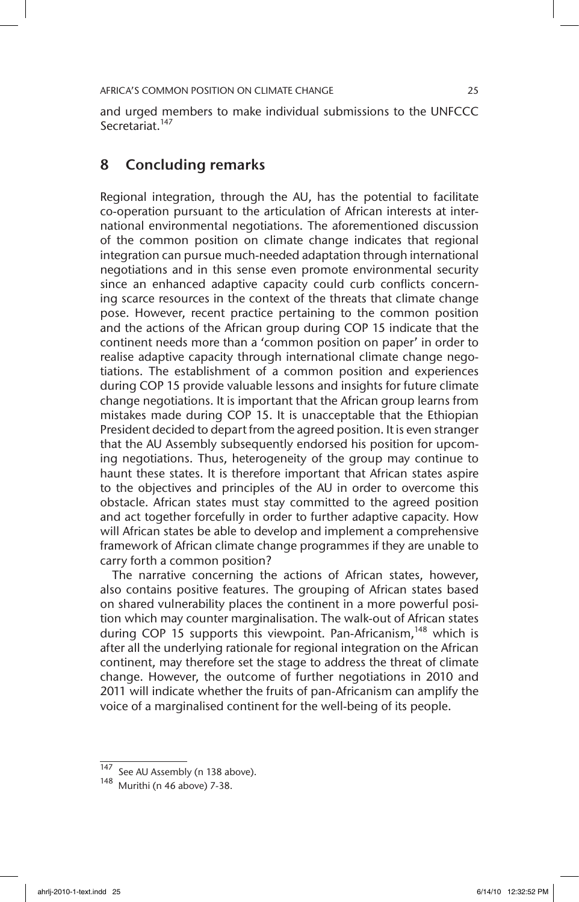and urged members to make individual submissions to the UNFCCC Secretariat.[147]

## 8 Concluding remarks

Regional integration, through the AU, has the potential to facilitate co-operation pursuant to the articulation of African interests at international environmental negotiations. The aforementioned discussion of the common position on climate change indicates that regional integration can pursue much-needed adaptation through international negotiations and in this sense even promote environmental security since an enhanced adaptive capacity could curb conflicts concerning scarce resources in the context of the threats that climate change pose. However, recent practice pertaining to the common position and the actions of the African group during COP 15 indicate that the continent needs more than a 'common position on paper' in order to realise adaptive capacity through international climate change negotiations. The establishment of a common position and experiences during COP 15 provide valuable lessons and insights for future climate change negotiations. It is important that the African group learns from mistakes made during COP 15. It is unacceptable that the Ethiopian President decided to depart from the agreed position. It is even stranger that the AU Assembly subsequently endorsed his position for upcoming negotiations. Thus, heterogeneity of the group may continue to haunt these states. It is therefore important that African states aspire to the objectives and principles of the AU in order to overcome this obstacle. African states must stay committed to the agreed position and act together forcefully in order to further adaptive capacity. How will African states be able to develop and implement a comprehensive framework of African climate change programmes if they are unable to carry forth a common position?

The narrative concerning the actions of African states, however, also contains positive features. The grouping of African states based on shared vulnerability places the continent in a more powerful position which may counter marginalisation. The walk-out of African states during COP 15 supports this viewpoint. Pan-Africanism,[148] which is after all the underlying rationale for regional integration on the African continent, may therefore set the stage to address the threat of climate change. However, the outcome of further negotiations in 2010 and 2011 will indicate whether the fruits of pan-Africanism can amplify the voice of a marginalised continent for the well-being of its people.

---

[147] See AU Assembly (n 138 above).

[148] Murithi (n 46 above) 7-38.